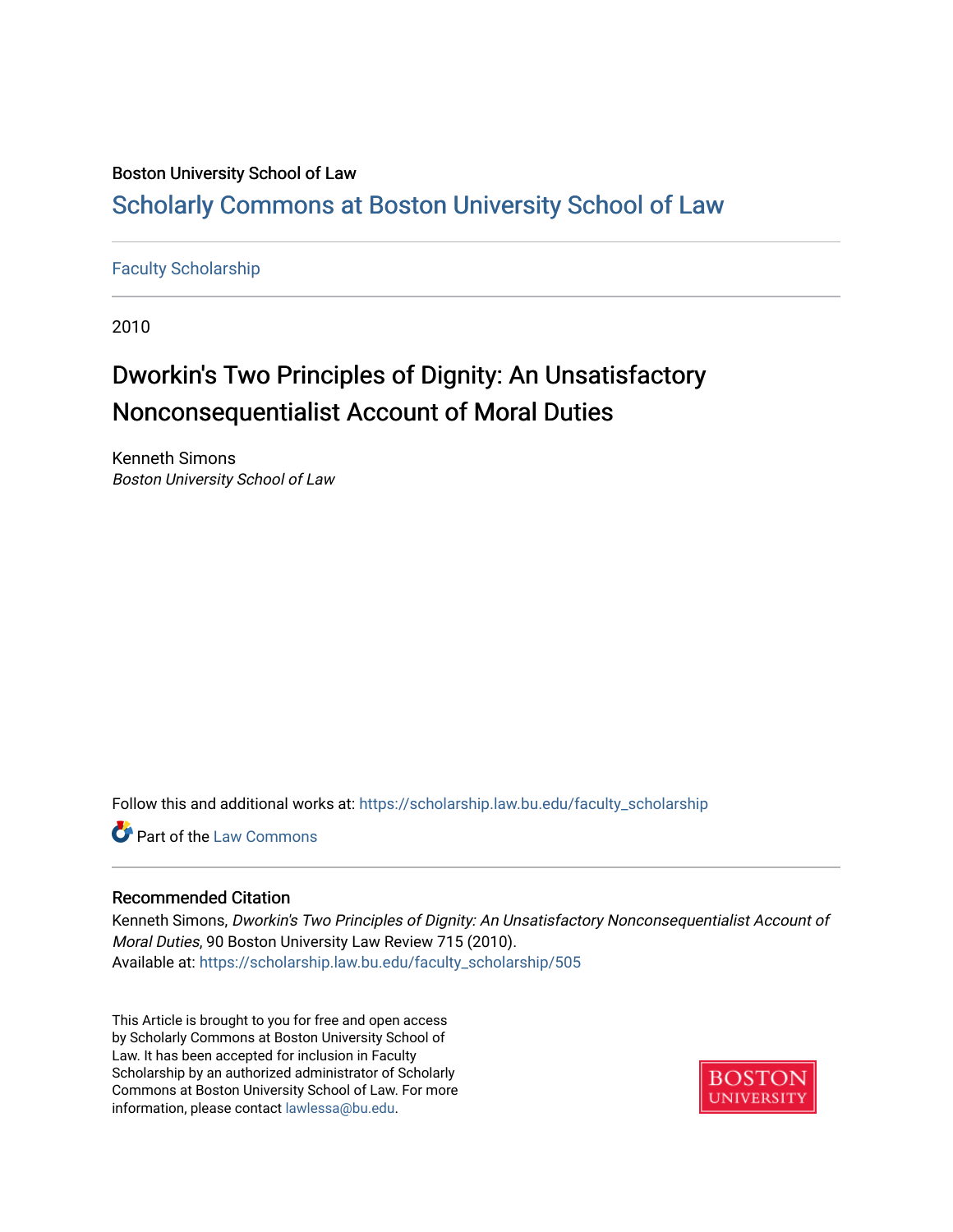Boston University School of Law

# Scholarly Commons at Boston University School of Law

Faculty Scholarship

2010

## Dworkin's Two Principles of Dignity: An Unsatisfactory Nonconsequentialist Account of Moral Duties

Kenneth Simons
*Boston University School of Law*

Follow this and additional works at: https://scholarship.law.bu.edu/faculty_scholarship

Part of the Law Commons

### Recommended Citation

Kenneth Simons, *Dworkin's Two Principles of Dignity: An Unsatisfactory Nonconsequentialist Account of Moral Duties*, 90 Boston University Law Review 715 (2010).
Available at: https://scholarship.law.bu.edu/faculty_scholarship/505

This Article is brought to you for free and open access by Scholarly Commons at Boston University School of Law. It has been accepted for inclusion in Faculty Scholarship by an authorized administrator of Scholarly Commons at Boston University School of Law. For more information, please contact lawlessa@bu.edu.

BOSTON UNIVERSITY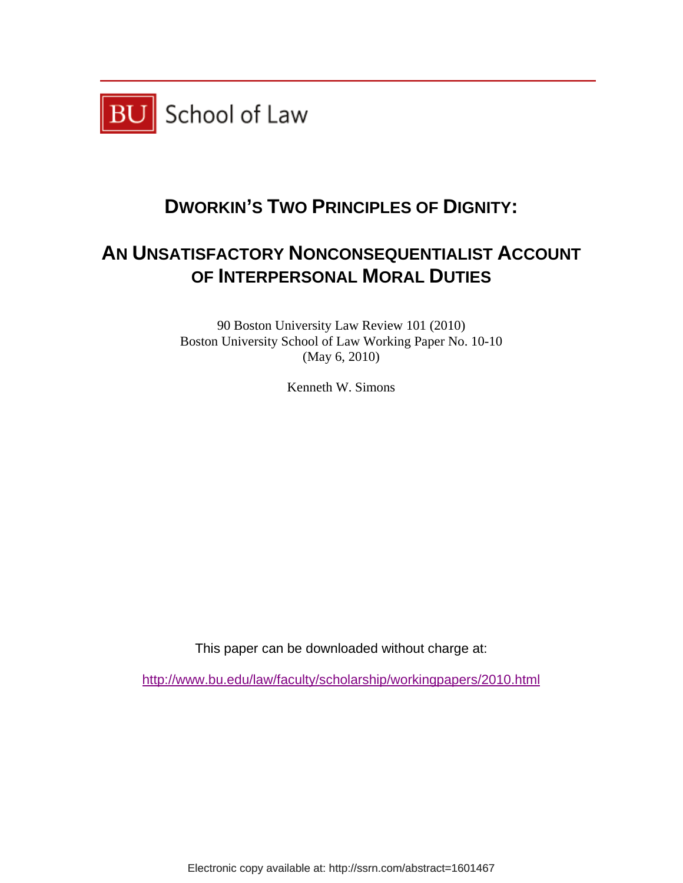# DWORKIN'S TWO PRINCIPLES OF DIGNITY:

# AN UNSATISFACTORY NONCONSEQUENTIALIST ACCOUNT OF INTERPERSONAL MORAL DUTIES

90 Boston University Law Review 101 (2010)
Boston University School of Law Working Paper No. 10-10
(May 6, 2010)

Kenneth W. Simons

This paper can be downloaded without charge at:

http://www.bu.edu/law/faculty/scholarship/workingpapers/2010.html

Electronic copy available at: http://ssrn.com/abstract=1601467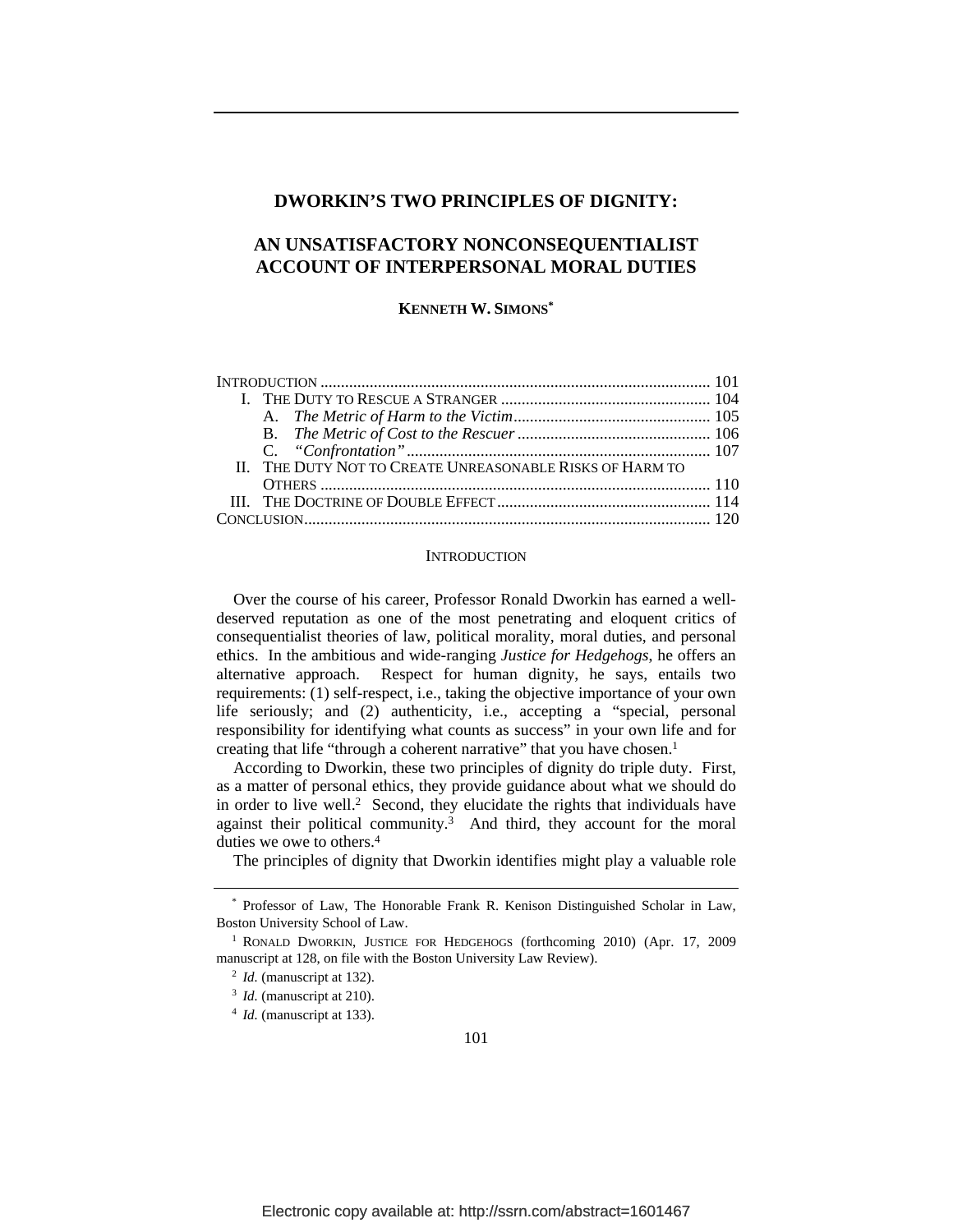# DWORKIN'S TWO PRINCIPLES OF DIGNITY:

## AN UNSATISFACTORY NONCONSEQUENTIALIST ACCOUNT OF INTERPERSONAL MORAL DUTIES

**KENNETH W. SIMONS***

INTRODUCTION .............................................................................................. 101
I. THE DUTY TO RESCUE A STRANGER .................................................. 104
   A. *The Metric of Harm to the Victim* ................................................ 105
   B. *The Metric of Cost to the Rescuer* ............................................... 106
   C. *"Confrontation"* .......................................................................... 107
II. THE DUTY NOT TO CREATE UNREASONABLE RISKS OF HARM TO OTHERS .............................................................................................. 110
III. THE DOCTRINE OF DOUBLE EFFECT .................................................... 114
CONCLUSION .................................................................................................. 120

### INTRODUCTION

Over the course of his career, Professor Ronald Dworkin has earned a well-deserved reputation as one of the most penetrating and eloquent critics of consequentialist theories of law, political morality, moral duties, and personal ethics. In the ambitious and wide-ranging *Justice for Hedgehogs*, he offers an alternative approach. Respect for human dignity, he says, entails two requirements: (1) self-respect, i.e., taking the objective importance of your own life seriously; and (2) authenticity, i.e., accepting a "special, personal responsibility for identifying what counts as success" in your own life and for creating that life "through a coherent narrative" that you have chosen.[1]

According to Dworkin, these two principles of dignity do triple duty. First, as a matter of personal ethics, they provide guidance about what we should do in order to live well.[2] Second, they elucidate the rights that individuals have against their political community.[3] And third, they account for the moral duties we owe to others.[4]

The principles of dignity that Dworkin identifies might play a valuable role

---

\* Professor of Law, The Honorable Frank R. Kenison Distinguished Scholar in Law, Boston University School of Law.

[1] RONALD DWORKIN, JUSTICE FOR HEDGEHOGS (forthcoming 2010) (Apr. 17, 2009 manuscript at 128, on file with the Boston University Law Review).

[2] *Id.* (manuscript at 132).

[3] *Id.* (manuscript at 210).

[4] *Id.* (manuscript at 133).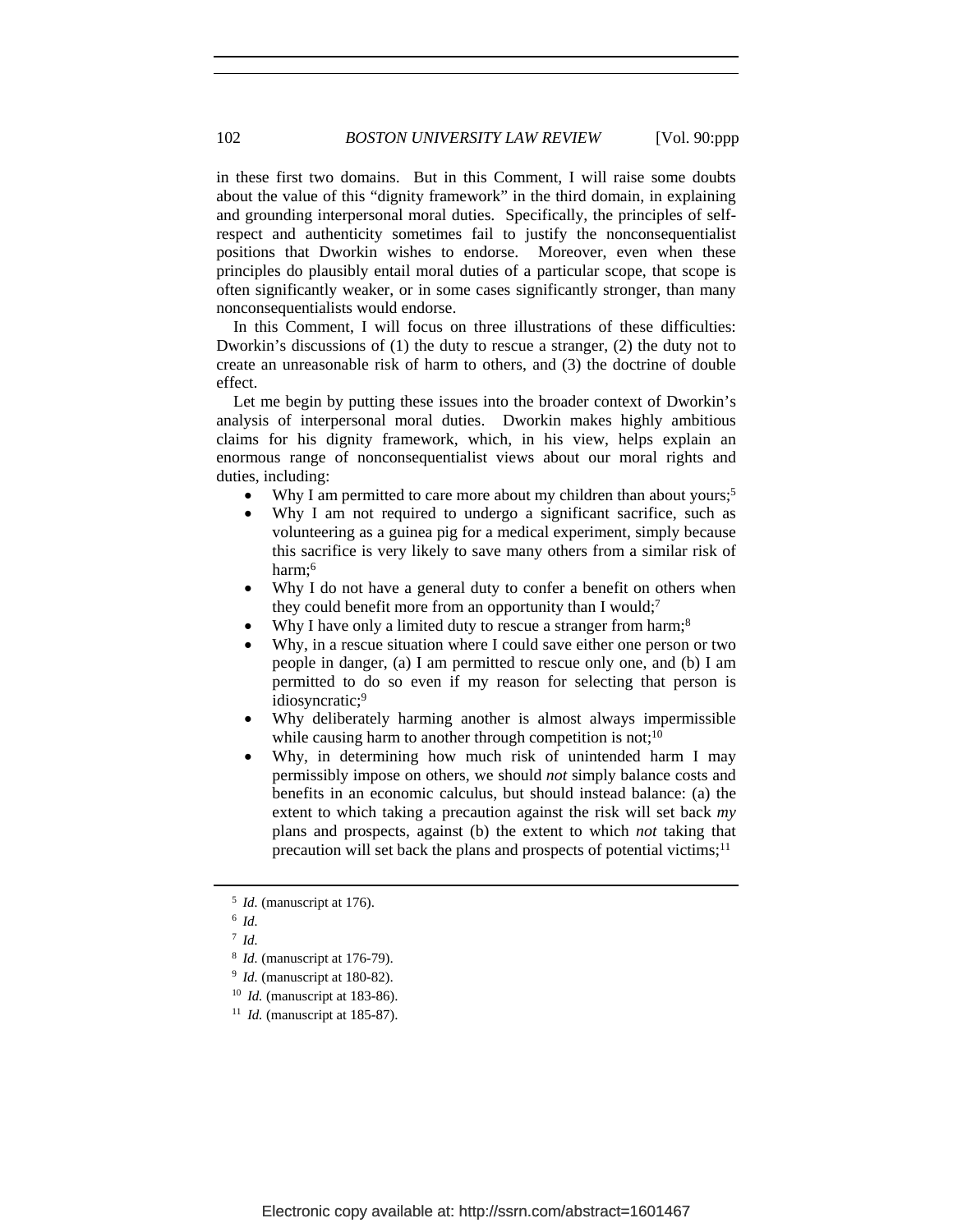in these first two domains. But in this Comment, I will raise some doubts about the value of this "dignity framework" in the third domain, in explaining and grounding interpersonal moral duties. Specifically, the principles of self-respect and authenticity sometimes fail to justify the nonconsequentialist positions that Dworkin wishes to endorse. Moreover, even when these principles do plausibly entail moral duties of a particular scope, that scope is often significantly weaker, or in some cases significantly stronger, than many nonconsequentialists would endorse.

In this Comment, I will focus on three illustrations of these difficulties: Dworkin's discussions of (1) the duty to rescue a stranger, (2) the duty not to create an unreasonable risk of harm to others, and (3) the doctrine of double effect.

Let me begin by putting these issues into the broader context of Dworkin's analysis of interpersonal moral duties. Dworkin makes highly ambitious claims for his dignity framework, which, in his view, helps explain an enormous range of nonconsequentialist views about our moral rights and duties, including:

- Why I am permitted to care more about my children than about yours;[5]
- Why I am not required to undergo a significant sacrifice, such as volunteering as a guinea pig for a medical experiment, simply because this sacrifice is very likely to save many others from a similar risk of harm;[6]
- Why I do not have a general duty to confer a benefit on others when they could benefit more from an opportunity than I would;[7]
- Why I have only a limited duty to rescue a stranger from harm;[8]
- Why, in a rescue situation where I could save either one person or two people in danger, (a) I am permitted to rescue only one, and (b) I am permitted to do so even if my reason for selecting that person is idiosyncratic;[9]
- Why deliberately harming another is almost always impermissible while causing harm to another through competition is not;[10]
- Why, in determining how much risk of unintended harm I may permissibly impose on others, we should *not* simply balance costs and benefits in an economic calculus, but should instead balance: (a) the extent to which taking a precaution against the risk will set back *my* plans and prospects, against (b) the extent to which *not* taking that precaution will set back the plans and prospects of potential victims;[11]

---

[5] *Id.* (manuscript at 176).

[6] *Id.*

[7] *Id.*

[8] *Id.* (manuscript at 176-79).

[9] *Id.* (manuscript at 180-82).

[10] *Id.* (manuscript at 183-86).

[11] *Id.* (manuscript at 185-87).

Electronic copy available at: http://ssrn.com/abstract=1601467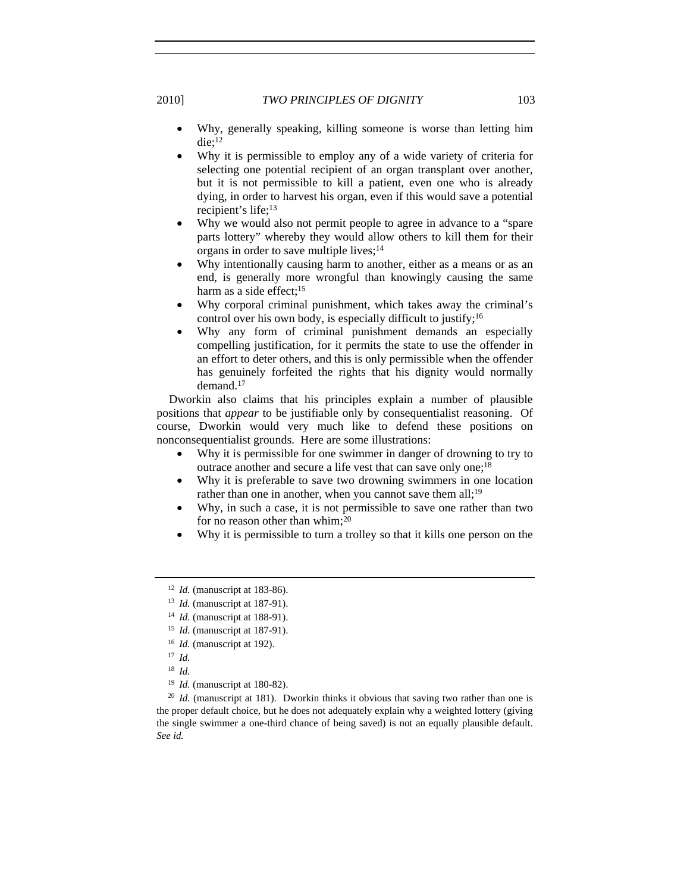- Why, generally speaking, killing someone is worse than letting him die;[12]
- Why it is permissible to employ any of a wide variety of criteria for selecting one potential recipient of an organ transplant over another, but it is not permissible to kill a patient, even one who is already dying, in order to harvest his organ, even if this would save a potential recipient's life;[13]
- Why we would also not permit people to agree in advance to a "spare parts lottery" whereby they would allow others to kill them for their organs in order to save multiple lives;[14]
- Why intentionally causing harm to another, either as a means or as an end, is generally more wrongful than knowingly causing the same harm as a side effect;[15]
- Why corporal criminal punishment, which takes away the criminal's control over his own body, is especially difficult to justify;[16]
- Why any form of criminal punishment demands an especially compelling justification, for it permits the state to use the offender in an effort to deter others, and this is only permissible when the offender has genuinely forfeited the rights that his dignity would normally demand.[17]

Dworkin also claims that his principles explain a number of plausible positions that *appear* to be justifiable only by consequentialist reasoning. Of course, Dworkin would very much like to defend these positions on nonconsequentialist grounds. Here are some illustrations:

- Why it is permissible for one swimmer in danger of drowning to try to outrace another and secure a life vest that can save only one;[18]
- Why it is preferable to save two drowning swimmers in one location rather than one in another, when you cannot save them all;[19]
- Why, in such a case, it is not permissible to save one rather than two for no reason other than whim;[20]
- Why it is permissible to turn a trolley so that it kills one person on the

---

[12] *Id.* (manuscript at 183-86).

[13] *Id.* (manuscript at 187-91).

[14] *Id.* (manuscript at 188-91).

[15] *Id.* (manuscript at 187-91).

[16] *Id.* (manuscript at 192).

[17] *Id.*

[18] *Id.*

[19] *Id.* (manuscript at 180-82).

[20] *Id.* (manuscript at 181). Dworkin thinks it obvious that saving two rather than one is the proper default choice, but he does not adequately explain why a weighted lottery (giving the single swimmer a one-third chance of being saved) is not an equally plausible default. *See id.*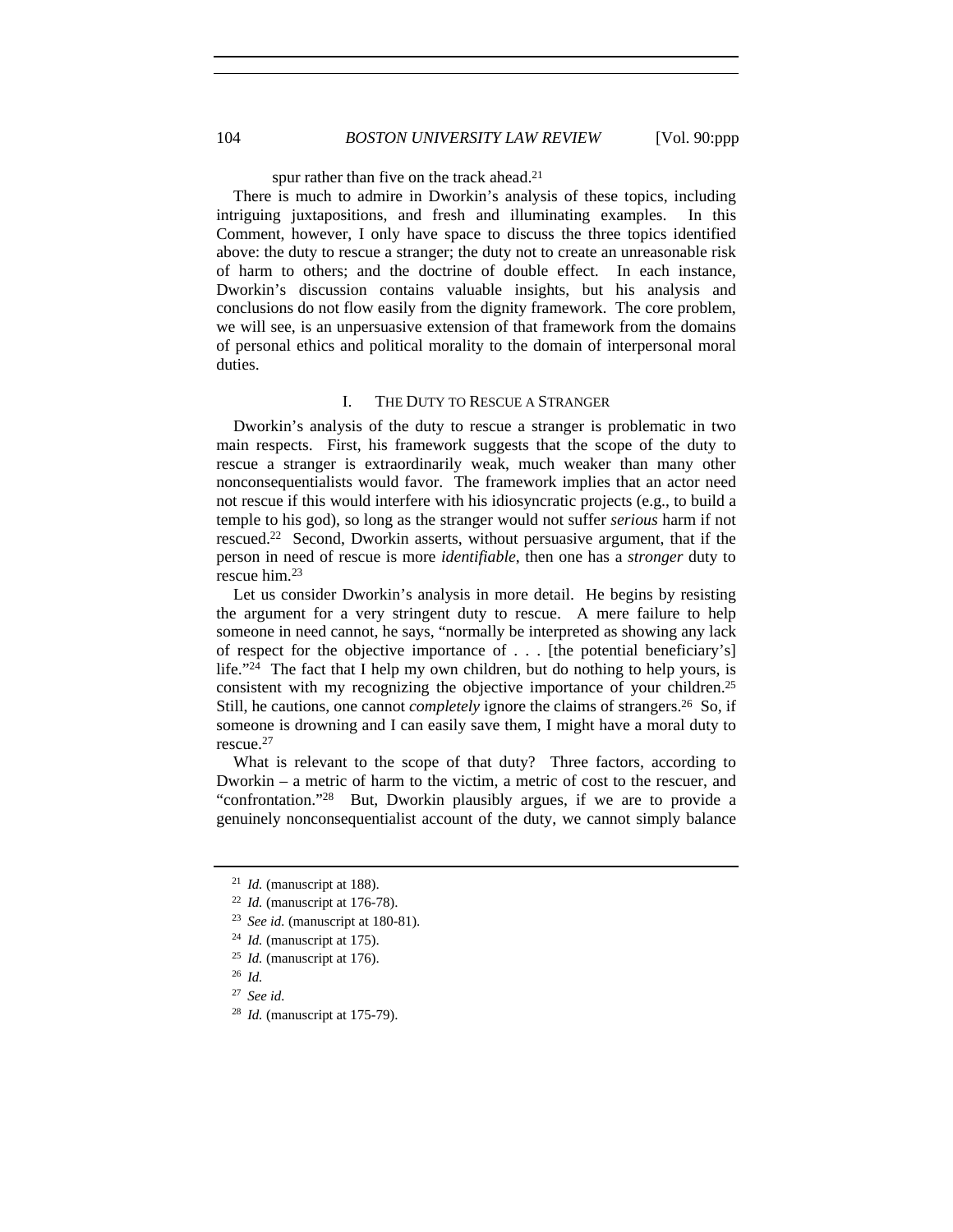spur rather than five on the track ahead.[21]

There is much to admire in Dworkin's analysis of these topics, including intriguing juxtapositions, and fresh and illuminating examples. In this Comment, however, I only have space to discuss the three topics identified above: the duty to rescue a stranger; the duty not to create an unreasonable risk of harm to others; and the doctrine of double effect. In each instance, Dworkin's discussion contains valuable insights, but his analysis and conclusions do not flow easily from the dignity framework. The core problem, we will see, is an unpersuasive extension of that framework from the domains of personal ethics and political morality to the domain of interpersonal moral duties.

## I. THE DUTY TO RESCUE A STRANGER

Dworkin's analysis of the duty to rescue a stranger is problematic in two main respects. First, his framework suggests that the scope of the duty to rescue a stranger is extraordinarily weak, much weaker than many other nonconsequentialists would favor. The framework implies that an actor need not rescue if this would interfere with his idiosyncratic projects (e.g., to build a temple to his god), so long as the stranger would not suffer *serious* harm if not rescued.[22] Second, Dworkin asserts, without persuasive argument, that if the person in need of rescue is more *identifiable*, then one has a *stronger* duty to rescue him.[23]

Let us consider Dworkin's analysis in more detail. He begins by resisting the argument for a very stringent duty to rescue. A mere failure to help someone in need cannot, he says, "normally be interpreted as showing any lack of respect for the objective importance of . . . [the potential beneficiary's] life."[24] The fact that I help my own children, but do nothing to help yours, is consistent with my recognizing the objective importance of your children.[25] Still, he cautions, one cannot *completely* ignore the claims of strangers.[26] So, if someone is drowning and I can easily save them, I might have a moral duty to rescue.[27]

What is relevant to the scope of that duty? Three factors, according to Dworkin – a metric of harm to the victim, a metric of cost to the rescuer, and "confrontation."[28] But, Dworkin plausibly argues, if we are to provide a genuinely nonconsequentialist account of the duty, we cannot simply balance

---

[21] *Id.* (manuscript at 188).

[22] *Id.* (manuscript at 176-78).

[23] *See id.* (manuscript at 180-81).

[24] *Id.* (manuscript at 175).

[25] *Id.* (manuscript at 176).

[26] *Id.*

[27] *See id.*

[28] *Id.* (manuscript at 175-79).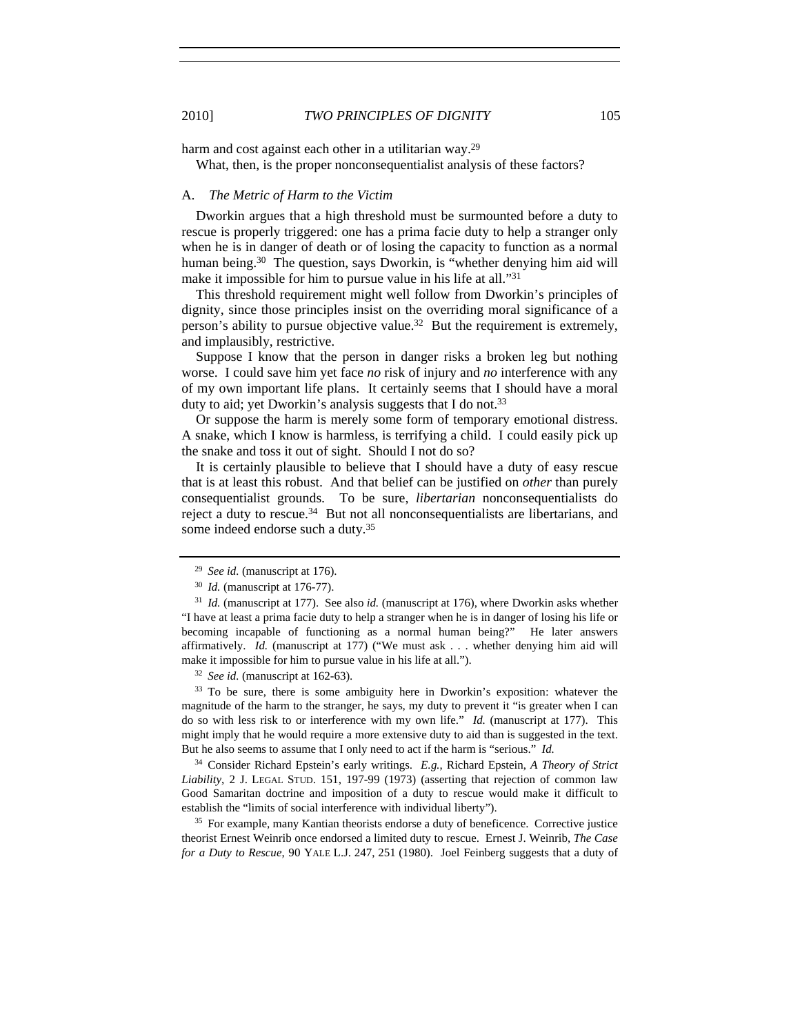harm and cost against each other in a utilitarian way.[29]

What, then, is the proper nonconsequentialist analysis of these factors?

### A. *The Metric of Harm to the Victim*

Dworkin argues that a high threshold must be surmounted before a duty to rescue is properly triggered: one has a prima facie duty to help a stranger only when he is in danger of death or of losing the capacity to function as a normal human being.[30] The question, says Dworkin, is "whether denying him aid will make it impossible for him to pursue value in his life at all."[31]

This threshold requirement might well follow from Dworkin's principles of dignity, since those principles insist on the overriding moral significance of a person's ability to pursue objective value.[32] But the requirement is extremely, and implausibly, restrictive.

Suppose I know that the person in danger risks a broken leg but nothing worse. I could save him yet face *no* risk of injury and *no* interference with any of my own important life plans. It certainly seems that I should have a moral duty to aid; yet Dworkin's analysis suggests that I do not.[33]

Or suppose the harm is merely some form of temporary emotional distress. A snake, which I know is harmless, is terrifying a child. I could easily pick up the snake and toss it out of sight. Should I not do so?

It is certainly plausible to believe that I should have a duty of easy rescue that is at least this robust. And that belief can be justified on *other* than purely consequentialist grounds. To be sure, *libertarian* nonconsequentialists do reject a duty to rescue.[34] But not all nonconsequentialists are libertarians, and some indeed endorse such a duty.[35]

---

[29] *See id.* (manuscript at 176).

[30] *Id.* (manuscript at 176-77).

[31] *Id.* (manuscript at 177). See also *id.* (manuscript at 176), where Dworkin asks whether "I have at least a prima facie duty to help a stranger when he is in danger of losing his life or becoming incapable of functioning as a normal human being?" He later answers affirmatively. *Id.* (manuscript at 177) ("We must ask . . . whether denying him aid will make it impossible for him to pursue value in his life at all.").

[32] *See id.* (manuscript at 162-63).

[33] To be sure, there is some ambiguity here in Dworkin's exposition: whatever the magnitude of the harm to the stranger, he says, my duty to prevent it "is greater when I can do so with less risk to or interference with my own life." *Id.* (manuscript at 177). This might imply that he would require a more extensive duty to aid than is suggested in the text. But he also seems to assume that I only need to act if the harm is "serious." *Id.*

[34] Consider Richard Epstein's early writings. *E.g.*, Richard Epstein, *A Theory of Strict Liability*, 2 J. LEGAL STUD. 151, 197-99 (1973) (asserting that rejection of common law Good Samaritan doctrine and imposition of a duty to rescue would make it difficult to establish the "limits of social interference with individual liberty").

[35] For example, many Kantian theorists endorse a duty of beneficence. Corrective justice theorist Ernest Weinrib once endorsed a limited duty to rescue. Ernest J. Weinrib, *The Case for a Duty to Rescue*, 90 YALE L.J. 247, 251 (1980). Joel Feinberg suggests that a duty of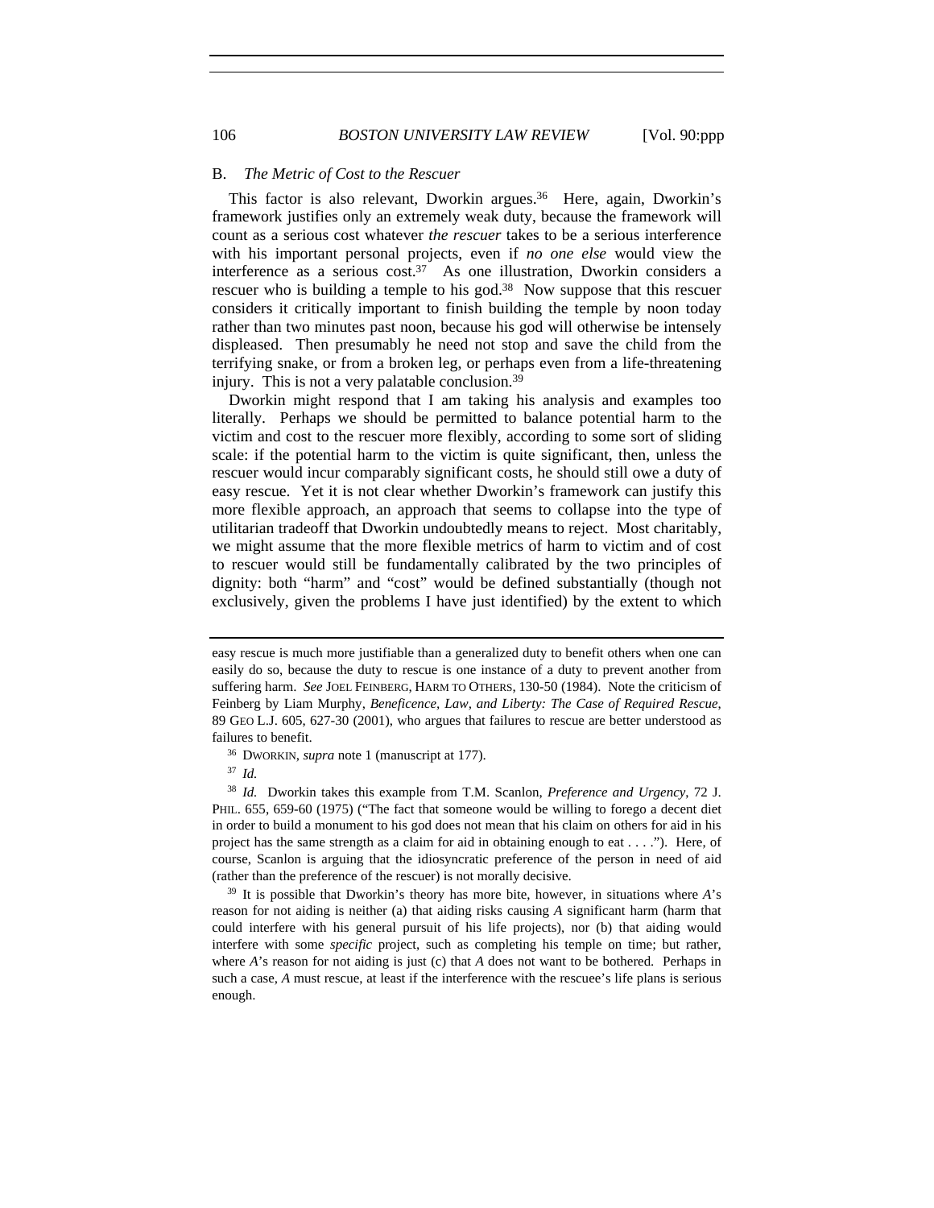### B. *The Metric of Cost to the Rescuer*

This factor is also relevant, Dworkin argues.[36] Here, again, Dworkin's framework justifies only an extremely weak duty, because the framework will count as a serious cost whatever *the rescuer* takes to be a serious interference with his important personal projects, even if *no one else* would view the interference as a serious cost.[37] As one illustration, Dworkin considers a rescuer who is building a temple to his god.[38] Now suppose that this rescuer considers it critically important to finish building the temple by noon today rather than two minutes past noon, because his god will otherwise be intensely displeased. Then presumably he need not stop and save the child from the terrifying snake, or from a broken leg, or perhaps even from a life-threatening injury. This is not a very palatable conclusion.[39]

Dworkin might respond that I am taking his analysis and examples too literally. Perhaps we should be permitted to balance potential harm to the victim and cost to the rescuer more flexibly, according to some sort of sliding scale: if the potential harm to the victim is quite significant, then, unless the rescuer would incur comparably significant costs, he should still owe a duty of easy rescue. Yet it is not clear whether Dworkin's framework can justify this more flexible approach, an approach that seems to collapse into the type of utilitarian tradeoff that Dworkin undoubtedly means to reject. Most charitably, we might assume that the more flexible metrics of harm to victim and of cost to rescuer would still be fundamentally calibrated by the two principles of dignity: both "harm" and "cost" would be defined substantially (though not exclusively, given the problems I have just identified) by the extent to which

---

easy rescue is much more justifiable than a generalized duty to benefit others when one can easily do so, because the duty to rescue is one instance of a duty to prevent another from suffering harm. *See* JOEL FEINBERG, HARM TO OTHERS, 130-50 (1984). Note the criticism of Feinberg by Liam Murphy, *Beneficence, Law, and Liberty: The Case of Required Rescue*, 89 GEO L.J. 605, 627-30 (2001), who argues that failures to rescue are better understood as failures to benefit.

[36] DWORKIN, *supra* note 1 (manuscript at 177).

[37] *Id.*

[38] *Id.* Dworkin takes this example from T.M. Scanlon, *Preference and Urgency*, 72 J. PHIL. 655, 659-60 (1975) ("The fact that someone would be willing to forego a decent diet in order to build a monument to his god does not mean that his claim on others for aid in his project has the same strength as a claim for aid in obtaining enough to eat . . . ."). Here, of course, Scanlon is arguing that the idiosyncratic preference of the person in need of aid (rather than the preference of the rescuer) is not morally decisive.

[39] It is possible that Dworkin's theory has more bite, however, in situations where *A*'s reason for not aiding is neither (a) that aiding risks causing *A* significant harm (harm that could interfere with his general pursuit of his life projects), nor (b) that aiding would interfere with some *specific* project, such as completing his temple on time; but rather, where *A*'s reason for not aiding is just (c) that *A* does not want to be bothered. Perhaps in such a case, *A* must rescue, at least if the interference with the rescuee's life plans is serious enough.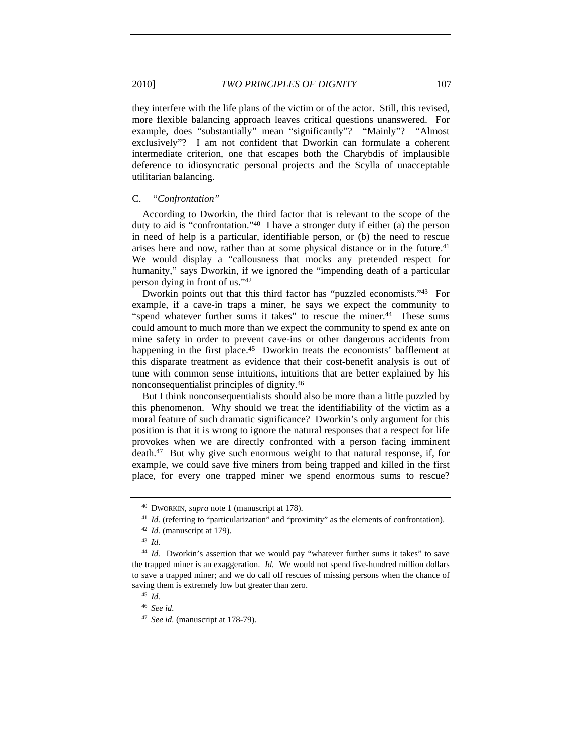they interfere with the life plans of the victim or of the actor. Still, this revised, more flexible balancing approach leaves critical questions unanswered. For example, does "substantially" mean "significantly"? "Mainly"? "Almost exclusively"? I am not confident that Dworkin can formulate a coherent intermediate criterion, one that escapes both the Charybdis of implausible deference to idiosyncratic personal projects and the Scylla of unacceptable utilitarian balancing.

### C. *"Confrontation"*

According to Dworkin, the third factor that is relevant to the scope of the duty to aid is "confrontation."[40] I have a stronger duty if either (a) the person in need of help is a particular, identifiable person, or (b) the need to rescue arises here and now, rather than at some physical distance or in the future.[41] We would display a "callousness that mocks any pretended respect for humanity," says Dworkin, if we ignored the "impending death of a particular person dying in front of us."[42]

Dworkin points out that this third factor has "puzzled economists."[43] For example, if a cave-in traps a miner, he says we expect the community to "spend whatever further sums it takes" to rescue the miner.[44] These sums could amount to much more than we expect the community to spend ex ante on mine safety in order to prevent cave-ins or other dangerous accidents from happening in the first place.[45] Dworkin treats the economists' bafflement at this disparate treatment as evidence that their cost-benefit analysis is out of tune with common sense intuitions, intuitions that are better explained by his nonconsequentialist principles of dignity.[46]

But I think nonconsequentialists should also be more than a little puzzled by this phenomenon. Why should we treat the identifiability of the victim as a moral feature of such dramatic significance? Dworkin's only argument for this position is that it is wrong to ignore the natural responses that a respect for life provokes when we are directly confronted with a person facing imminent death.[47] But why give such enormous weight to that natural response, if, for example, we could save five miners from being trapped and killed in the first place, for every one trapped miner we spend enormous sums to rescue?

---

[40] DWORKIN, *supra* note 1 (manuscript at 178).

[41] *Id.* (referring to "particularization" and "proximity" as the elements of confrontation).

[42] *Id.* (manuscript at 179).

[43] *Id.*

[44] *Id.* Dworkin's assertion that we would pay "whatever further sums it takes" to save the trapped miner is an exaggeration. *Id.* We would not spend five-hundred million dollars to save a trapped miner; and we do call off rescues of missing persons when the chance of saving them is extremely low but greater than zero.

[45] *Id.*

[46] *See id.*

[47] *See id.* (manuscript at 178-79).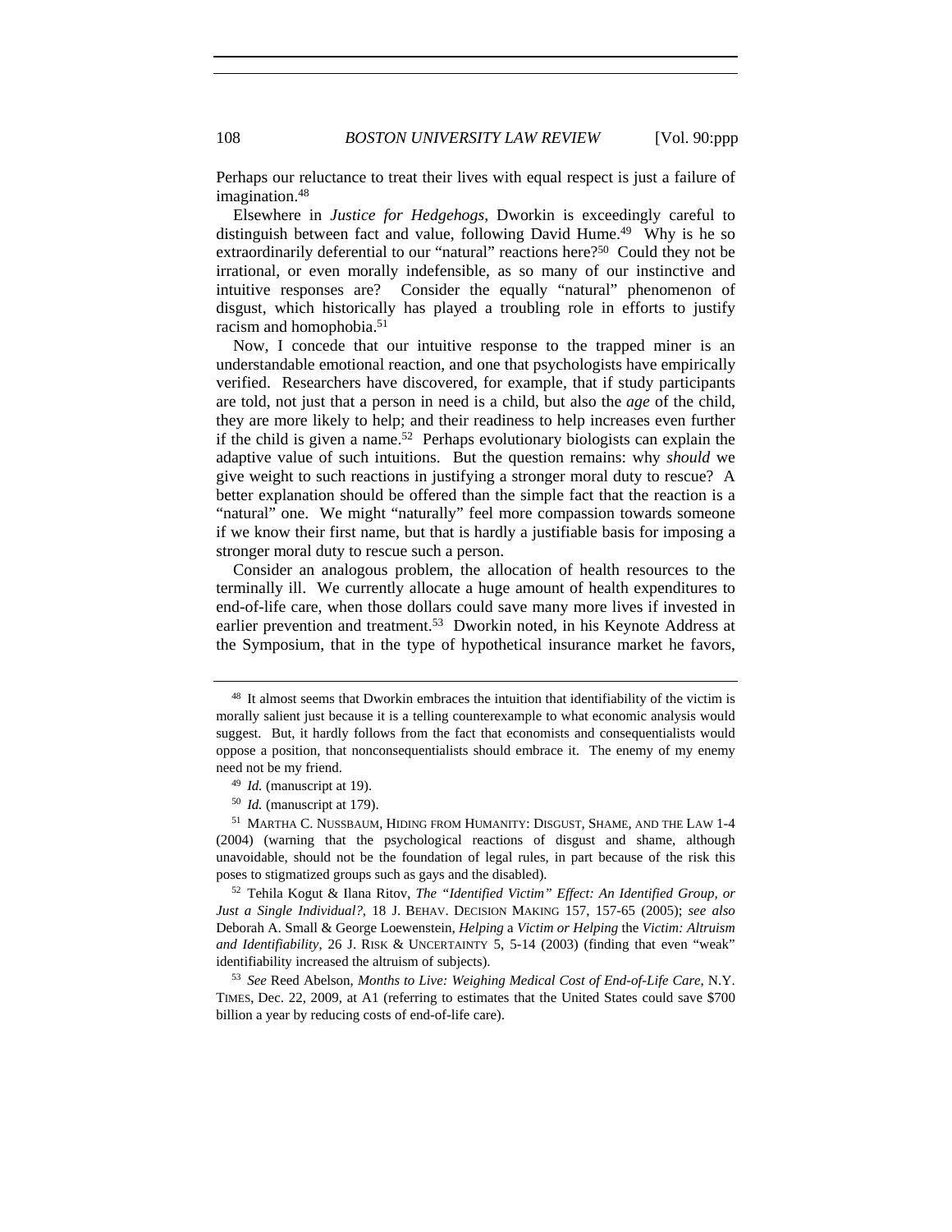Perhaps our reluctance to treat their lives with equal respect is just a failure of imagination.[48]

Elsewhere in *Justice for Hedgehogs*, Dworkin is exceedingly careful to distinguish between fact and value, following David Hume.[49] Why is he so extraordinarily deferential to our "natural" reactions here?[50] Could they not be irrational, or even morally indefensible, as so many of our instinctive and intuitive responses are? Consider the equally "natural" phenomenon of disgust, which historically has played a troubling role in efforts to justify racism and homophobia.[51]

Now, I concede that our intuitive response to the trapped miner is an understandable emotional reaction, and one that psychologists have empirically verified. Researchers have discovered, for example, that if study participants are told, not just that a person in need is a child, but also the *age* of the child, they are more likely to help; and their readiness to help increases even further if the child is given a name.[52] Perhaps evolutionary biologists can explain the adaptive value of such intuitions. But the question remains: why *should* we give weight to such reactions in justifying a stronger moral duty to rescue? A better explanation should be offered than the simple fact that the reaction is a "natural" one. We might "naturally" feel more compassion towards someone if we know their first name, but that is hardly a justifiable basis for imposing a stronger moral duty to rescue such a person.

Consider an analogous problem, the allocation of health resources to the terminally ill. We currently allocate a huge amount of health expenditures to end-of-life care, when those dollars could save many more lives if invested in earlier prevention and treatment.[53] Dworkin noted, in his Keynote Address at the Symposium, that in the type of hypothetical insurance market he favors,

---

[48] It almost seems that Dworkin embraces the intuition that identifiability of the victim is morally salient just because it is a telling counterexample to what economic analysis would suggest. But, it hardly follows from the fact that economists and consequentialists would oppose a position, that nonconsequentialists should embrace it. The enemy of my enemy need not be my friend.

[49] *Id.* (manuscript at 19).

[50] *Id.* (manuscript at 179).

[51] MARTHA C. NUSSBAUM, HIDING FROM HUMANITY: DISGUST, SHAME, AND THE LAW 1-4 (2004) (warning that the psychological reactions of disgust and shame, although unavoidable, should not be the foundation of legal rules, in part because of the risk this poses to stigmatized groups such as gays and the disabled).

[52] Tehila Kogut & Ilana Ritov, *The "Identified Victim" Effect: An Identified Group, or Just a Single Individual?*, 18 J. BEHAV. DECISION MAKING 157, 157-65 (2005); *see also* Deborah A. Small & George Loewenstein, *Helping* a *Victim or Helping* the *Victim: Altruism and Identifiability*, 26 J. RISK & UNCERTAINTY 5, 5-14 (2003) (finding that even "weak" identifiability increased the altruism of subjects).

[53] *See* Reed Abelson, *Months to Live: Weighing Medical Cost of End-of-Life Care*, N.Y. TIMES, Dec. 22, 2009, at A1 (referring to estimates that the United States could save $700 billion a year by reducing costs of end-of-life care).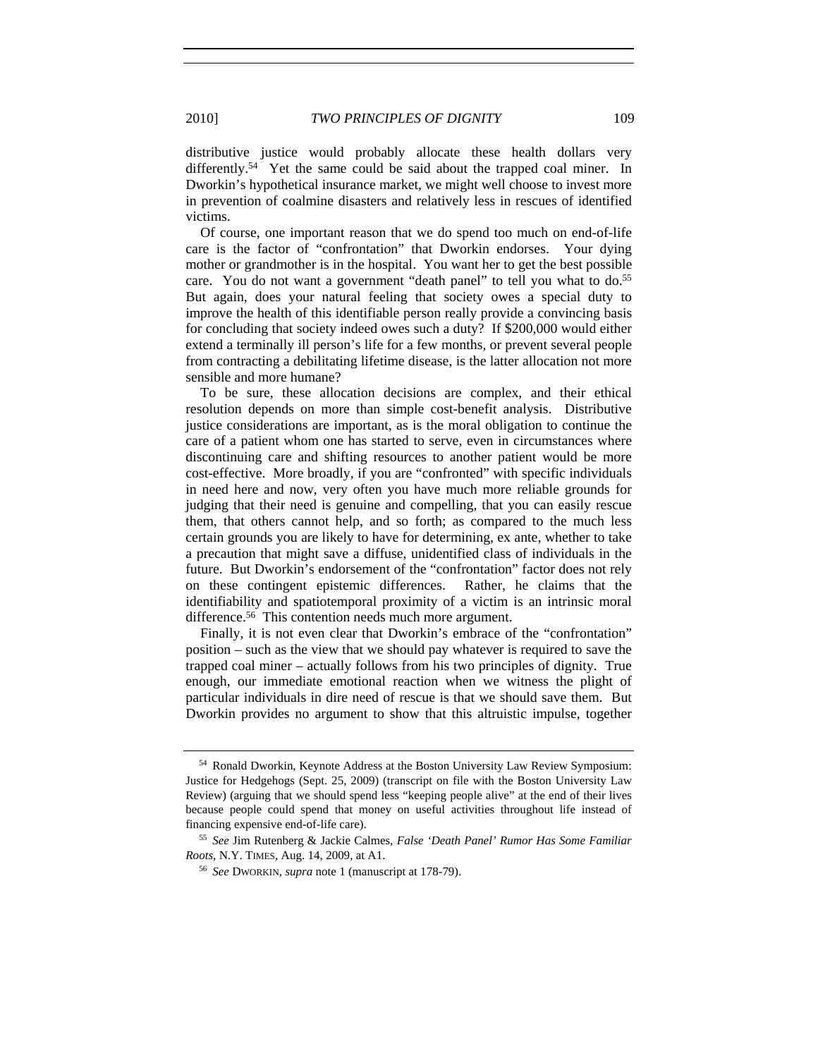distributive justice would probably allocate these health dollars very differently.[54] Yet the same could be said about the trapped coal miner. In Dworkin's hypothetical insurance market, we might well choose to invest more in prevention of coalmine disasters and relatively less in rescues of identified victims.

Of course, one important reason that we do spend too much on end-of-life care is the factor of "confrontation" that Dworkin endorses. Your dying mother or grandmother is in the hospital. You want her to get the best possible care. You do not want a government "death panel" to tell you what to do.[55] But again, does your natural feeling that society owes a special duty to improve the health of this identifiable person really provide a convincing basis for concluding that society indeed owes such a duty? If $200,000 would either extend a terminally ill person's life for a few months, or prevent several people from contracting a debilitating lifetime disease, is the latter allocation not more sensible and more humane?

To be sure, these allocation decisions are complex, and their ethical resolution depends on more than simple cost-benefit analysis. Distributive justice considerations are important, as is the moral obligation to continue the care of a patient whom one has started to serve, even in circumstances where discontinuing care and shifting resources to another patient would be more cost-effective. More broadly, if you are "confronted" with specific individuals in need here and now, very often you have much more reliable grounds for judging that their need is genuine and compelling, that you can easily rescue them, that others cannot help, and so forth; as compared to the much less certain grounds you are likely to have for determining, ex ante, whether to take a precaution that might save a diffuse, unidentified class of individuals in the future. But Dworkin's endorsement of the "confrontation" factor does not rely on these contingent epistemic differences. Rather, he claims that the identifiability and spatiotemporal proximity of a victim is an intrinsic moral difference.[56] This contention needs much more argument.

Finally, it is not even clear that Dworkin's embrace of the "confrontation" position – such as the view that we should pay whatever is required to save the trapped coal miner – actually follows from his two principles of dignity. True enough, our immediate emotional reaction when we witness the plight of particular individuals in dire need of rescue is that we should save them. But Dworkin provides no argument to show that this altruistic impulse, together

---

[54] Ronald Dworkin, Keynote Address at the Boston University Law Review Symposium: Justice for Hedgehogs (Sept. 25, 2009) (transcript on file with the Boston University Law Review) (arguing that we should spend less "keeping people alive" at the end of their lives because people could spend that money on useful activities throughout life instead of financing expensive end-of-life care).

[55] *See* Jim Rutenberg & Jackie Calmes, *False 'Death Panel' Rumor Has Some Familiar Roots*, N.Y. TIMES, Aug. 14, 2009, at A1.

[56] *See* DWORKIN, *supra* note 1 (manuscript at 178-79).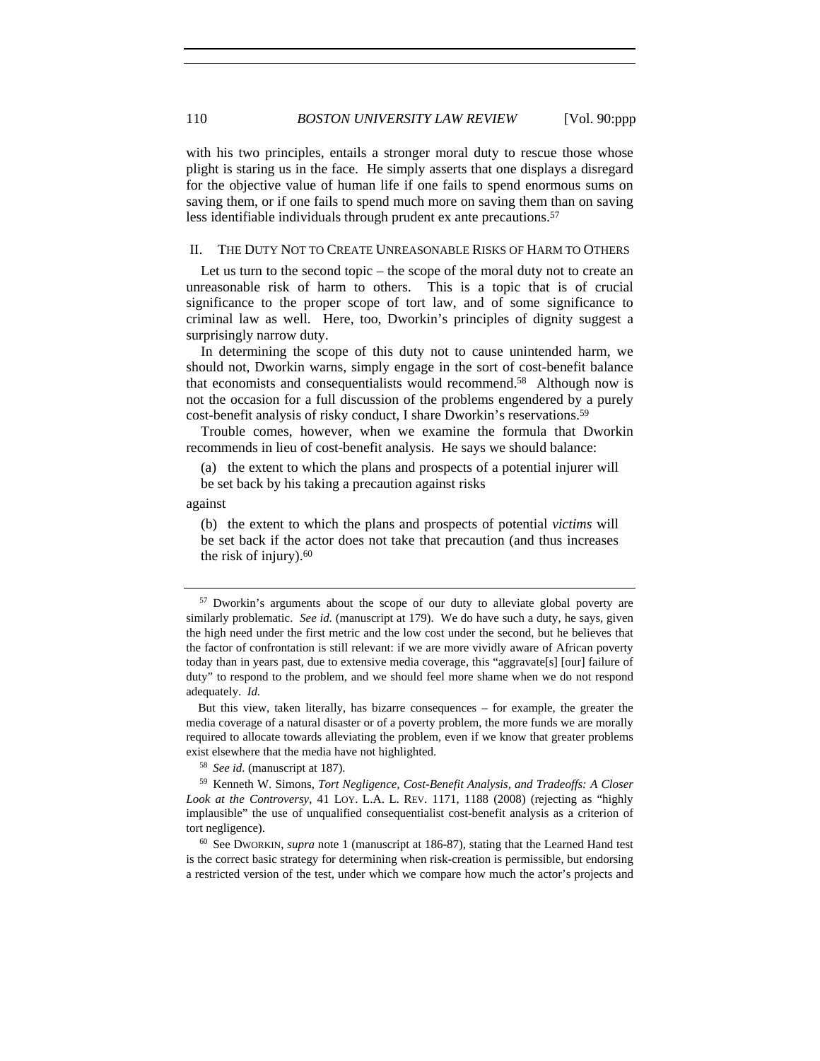with his two principles, entails a stronger moral duty to rescue those whose plight is staring us in the face. He simply asserts that one displays a disregard for the objective value of human life if one fails to spend enormous sums on saving them, or if one fails to spend much more on saving them than on saving less identifiable individuals through prudent ex ante precautions.[57]

## II. THE DUTY NOT TO CREATE UNREASONABLE RISKS OF HARM TO OTHERS

Let us turn to the second topic – the scope of the moral duty not to create an unreasonable risk of harm to others. This is a topic that is of crucial significance to the proper scope of tort law, and of some significance to criminal law as well. Here, too, Dworkin's principles of dignity suggest a surprisingly narrow duty.

In determining the scope of this duty not to cause unintended harm, we should not, Dworkin warns, simply engage in the sort of cost-benefit balance that economists and consequentialists would recommend.[58] Although now is not the occasion for a full discussion of the problems engendered by a purely cost-benefit analysis of risky conduct, I share Dworkin's reservations.[59]

Trouble comes, however, when we examine the formula that Dworkin recommends in lieu of cost-benefit analysis. He says we should balance:

> (a) the extent to which the plans and prospects of a potential injurer will be set back by his taking a precaution against risks

against

> (b) the extent to which the plans and prospects of potential *victims* will be set back if the actor does not take that precaution (and thus increases the risk of injury).[60]

---

[57] Dworkin's arguments about the scope of our duty to alleviate global poverty are similarly problematic. *See id.* (manuscript at 179). We do have such a duty, he says, given the high need under the first metric and the low cost under the second, but he believes that the factor of confrontation is still relevant: if we are more vividly aware of African poverty today than in years past, due to extensive media coverage, this "aggravate[s] [our] failure of duty" to respond to the problem, and we should feel more shame when we do not respond adequately. *Id.*

But this view, taken literally, has bizarre consequences – for example, the greater the media coverage of a natural disaster or of a poverty problem, the more funds we are morally required to allocate towards alleviating the problem, even if we know that greater problems exist elsewhere that the media have not highlighted.

[58] *See id.* (manuscript at 187).

[59] Kenneth W. Simons, *Tort Negligence, Cost-Benefit Analysis, and Tradeoffs: A Closer Look at the Controversy*, 41 LOY. L.A. L. REV. 1171, 1188 (2008) (rejecting as "highly implausible" the use of unqualified consequentialist cost-benefit analysis as a criterion of tort negligence).

[60] See DWORKIN, *supra* note 1 (manuscript at 186-87), stating that the Learned Hand test is the correct basic strategy for determining when risk-creation is permissible, but endorsing a restricted version of the test, under which we compare how much the actor's projects and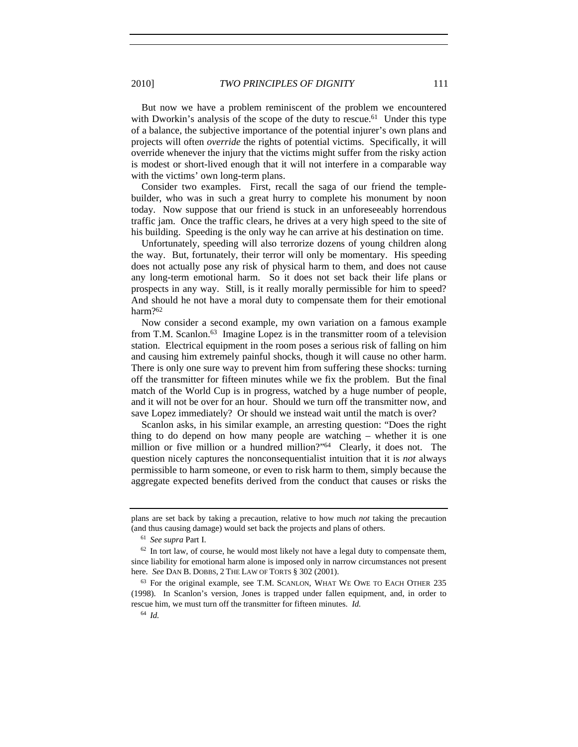But now we have a problem reminiscent of the problem we encountered with Dworkin's analysis of the scope of the duty to rescue.[61] Under this type of a balance, the subjective importance of the potential injurer's own plans and projects will often *override* the rights of potential victims. Specifically, it will override whenever the injury that the victims might suffer from the risky action is modest or short-lived enough that it will not interfere in a comparable way with the victims' own long-term plans.

Consider two examples. First, recall the saga of our friend the temple-builder, who was in such a great hurry to complete his monument by noon today. Now suppose that our friend is stuck in an unforeseeably horrendous traffic jam. Once the traffic clears, he drives at a very high speed to the site of his building. Speeding is the only way he can arrive at his destination on time.

Unfortunately, speeding will also terrorize dozens of young children along the way. But, fortunately, their terror will only be momentary. His speeding does not actually pose any risk of physical harm to them, and does not cause any long-term emotional harm. So it does not set back their life plans or prospects in any way. Still, is it really morally permissible for him to speed? And should he not have a moral duty to compensate them for their emotional harm?[62]

Now consider a second example, my own variation on a famous example from T.M. Scanlon.[63] Imagine Lopez is in the transmitter room of a television station. Electrical equipment in the room poses a serious risk of falling on him and causing him extremely painful shocks, though it will cause no other harm. There is only one sure way to prevent him from suffering these shocks: turning off the transmitter for fifteen minutes while we fix the problem. But the final match of the World Cup is in progress, watched by a huge number of people, and it will not be over for an hour. Should we turn off the transmitter now, and save Lopez immediately? Or should we instead wait until the match is over?

Scanlon asks, in his similar example, an arresting question: "Does the right thing to do depend on how many people are watching – whether it is one million or five million or a hundred million?"[64] Clearly, it does not. The question nicely captures the nonconsequentialist intuition that it is *not* always permissible to harm someone, or even to risk harm to them, simply because the aggregate expected benefits derived from the conduct that causes or risks the

---

plans are set back by taking a precaution, relative to how much *not* taking the precaution (and thus causing damage) would set back the projects and plans of others.

[61] *See supra* Part I.

[62] In tort law, of course, he would most likely not have a legal duty to compensate them, since liability for emotional harm alone is imposed only in narrow circumstances not present here. *See* DAN B. DOBBS, 2 THE LAW OF TORTS § 302 (2001).

[63] For the original example, see T.M. SCANLON, WHAT WE OWE TO EACH OTHER 235 (1998). In Scanlon's version, Jones is trapped under fallen equipment, and, in order to rescue him, we must turn off the transmitter for fifteen minutes. *Id.*

[64] *Id.*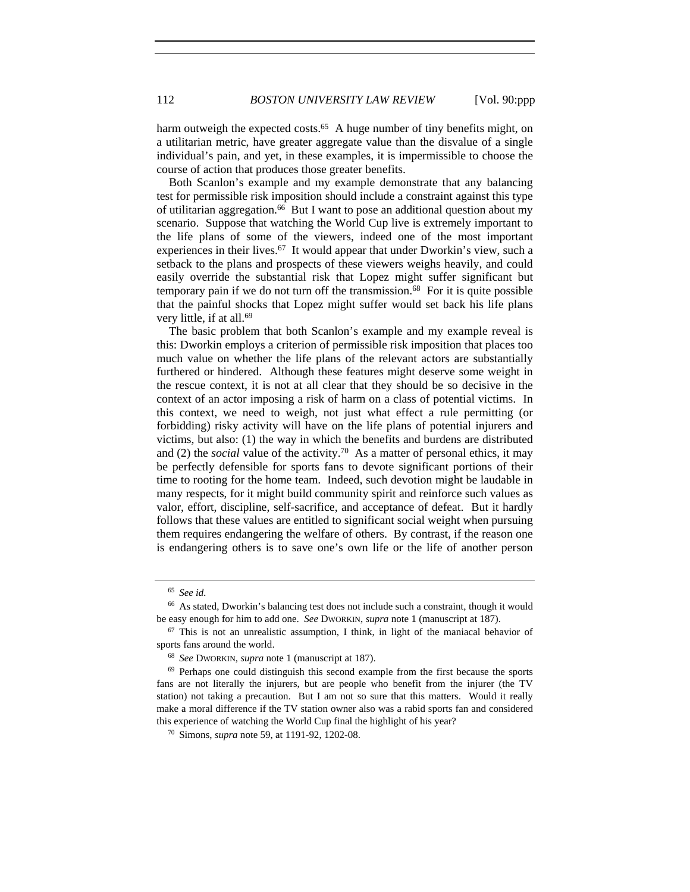harm outweigh the expected costs.[65] A huge number of tiny benefits might, on a utilitarian metric, have greater aggregate value than the disvalue of a single individual's pain, and yet, in these examples, it is impermissible to choose the course of action that produces those greater benefits.

Both Scanlon's example and my example demonstrate that any balancing test for permissible risk imposition should include a constraint against this type of utilitarian aggregation.[66] But I want to pose an additional question about my scenario. Suppose that watching the World Cup live is extremely important to the life plans of some of the viewers, indeed one of the most important experiences in their lives.[67] It would appear that under Dworkin's view, such a setback to the plans and prospects of these viewers weighs heavily, and could easily override the substantial risk that Lopez might suffer significant but temporary pain if we do not turn off the transmission.[68] For it is quite possible that the painful shocks that Lopez might suffer would set back his life plans very little, if at all.[69]

The basic problem that both Scanlon's example and my example reveal is this: Dworkin employs a criterion of permissible risk imposition that places too much value on whether the life plans of the relevant actors are substantially furthered or hindered. Although these features might deserve some weight in the rescue context, it is not at all clear that they should be so decisive in the context of an actor imposing a risk of harm on a class of potential victims. In this context, we need to weigh, not just what effect a rule permitting (or forbidding) risky activity will have on the life plans of potential injurers and victims, but also: (1) the way in which the benefits and burdens are distributed and (2) the *social* value of the activity.[70] As a matter of personal ethics, it may be perfectly defensible for sports fans to devote significant portions of their time to rooting for the home team. Indeed, such devotion might be laudable in many respects, for it might build community spirit and reinforce such values as valor, effort, discipline, self-sacrifice, and acceptance of defeat. But it hardly follows that these values are entitled to significant social weight when pursuing them requires endangering the welfare of others. By contrast, if the reason one is endangering others is to save one's own life or the life of another person

---

[65] *See id.*

[66] As stated, Dworkin's balancing test does not include such a constraint, though it would be easy enough for him to add one. *See* DWORKIN, *supra* note 1 (manuscript at 187).

[67] This is not an unrealistic assumption, I think, in light of the maniacal behavior of sports fans around the world.

[68] *See* DWORKIN, *supra* note 1 (manuscript at 187).

[69] Perhaps one could distinguish this second example from the first because the sports fans are not literally the injurers, but are people who benefit from the injurer (the TV station) not taking a precaution. But I am not so sure that this matters. Would it really make a moral difference if the TV station owner also was a rabid sports fan and considered this experience of watching the World Cup final the highlight of his year?

[70] Simons, *supra* note 59, at 1191-92, 1202-08.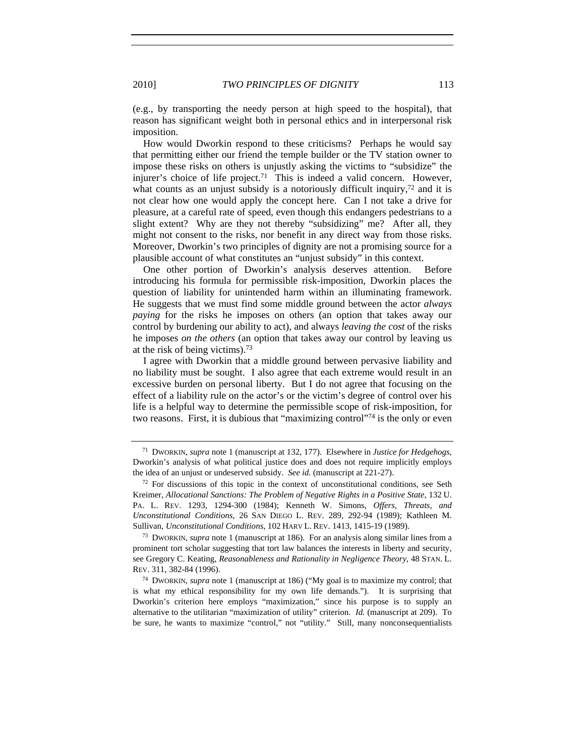(e.g., by transporting the needy person at high speed to the hospital), that reason has significant weight both in personal ethics and in interpersonal risk imposition.

How would Dworkin respond to these criticisms? Perhaps he would say that permitting either our friend the temple builder or the TV station owner to impose these risks on others is unjustly asking the victims to "subsidize" the injurer's choice of life project.[71] This is indeed a valid concern. However, what counts as an unjust subsidy is a notoriously difficult inquiry,[72] and it is not clear how one would apply the concept here. Can I not take a drive for pleasure, at a careful rate of speed, even though this endangers pedestrians to a slight extent? Why are they not thereby "subsidizing" me? After all, they might not consent to the risks, nor benefit in any direct way from those risks. Moreover, Dworkin's two principles of dignity are not a promising source for a plausible account of what constitutes an "unjust subsidy" in this context.

One other portion of Dworkin's analysis deserves attention. Before introducing his formula for permissible risk-imposition, Dworkin places the question of liability for unintended harm within an illuminating framework. He suggests that we must find some middle ground between the actor *always paying* for the risks he imposes on others (an option that takes away our control by burdening our ability to act), and always *leaving the cost* of the risks he imposes *on the others* (an option that takes away our control by leaving us at the risk of being victims).[73]

I agree with Dworkin that a middle ground between pervasive liability and no liability must be sought. I also agree that each extreme would result in an excessive burden on personal liberty. But I do not agree that focusing on the effect of a liability rule on the actor's or the victim's degree of control over his life is a helpful way to determine the permissible scope of risk-imposition, for two reasons. First, it is dubious that "maximizing control"[74] is the only or even

---

[71] DWORKIN, *supra* note 1 (manuscript at 132, 177). Elsewhere in *Justice for Hedgehogs*, Dworkin's analysis of what political justice does and does not require implicitly employs the idea of an unjust or undeserved subsidy. *See id.* (manuscript at 221-27).

[72] For discussions of this topic in the context of unconstitutional conditions, see Seth Kreimer, *Allocational Sanctions: The Problem of Negative Rights in a Positive State*, 132 U. PA. L. REV. 1293, 1294-300 (1984); Kenneth W. Simons, *Offers, Threats, and Unconstitutional Conditions*, 26 SAN DIEGO L. REV. 289, 292-94 (1989); Kathleen M. Sullivan, *Unconstitutional Conditions*, 102 HARV L. REV. 1413, 1415-19 (1989).

[73] DWORKIN, *supra* note 1 (manuscript at 186). For an analysis along similar lines from a prominent tort scholar suggesting that tort law balances the interests in liberty and security, see Gregory C. Keating, *Reasonableness and Rationality in Negligence Theory*, 48 STAN. L. REV. 311, 382-84 (1996).

[74] DWORKIN, *supra* note 1 (manuscript at 186) ("My goal is to maximize my control; that is what my ethical responsibility for my own life demands."). It is surprising that Dworkin's criterion here employs "maximization," since his purpose is to supply an alternative to the utilitarian "maximization of utility" criterion. *Id.* (manuscript at 209). To be sure, he wants to maximize "control," not "utility." Still, many nonconsequentialists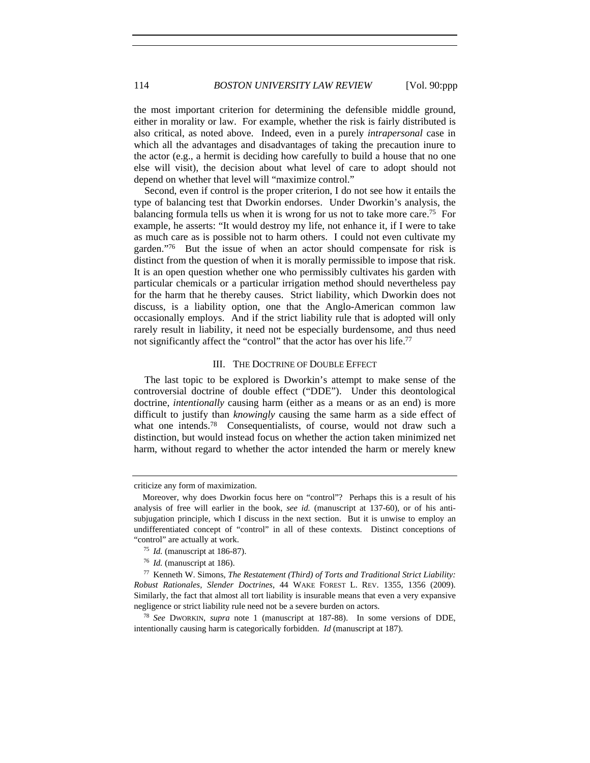the most important criterion for determining the defensible middle ground, either in morality or law. For example, whether the risk is fairly distributed is also critical, as noted above. Indeed, even in a purely *intrapersonal* case in which all the advantages and disadvantages of taking the precaution inure to the actor (e.g., a hermit is deciding how carefully to build a house that no one else will visit), the decision about what level of care to adopt should not depend on whether that level will "maximize control."

Second, even if control is the proper criterion, I do not see how it entails the type of balancing test that Dworkin endorses. Under Dworkin's analysis, the balancing formula tells us when it is wrong for us not to take more care.[75] For example, he asserts: "It would destroy my life, not enhance it, if I were to take as much care as is possible not to harm others. I could not even cultivate my garden."[76] But the issue of when an actor should compensate for risk is distinct from the question of when it is morally permissible to impose that risk. It is an open question whether one who permissibly cultivates his garden with particular chemicals or a particular irrigation method should nevertheless pay for the harm that he thereby causes. Strict liability, which Dworkin does not discuss, is a liability option, one that the Anglo-American common law occasionally employs. And if the strict liability rule that is adopted will only rarely result in liability, it need not be especially burdensome, and thus need not significantly affect the "control" that the actor has over his life.[77]

## III. THE DOCTRINE OF DOUBLE EFFECT

The last topic to be explored is Dworkin's attempt to make sense of the controversial doctrine of double effect ("DDE"). Under this deontological doctrine, *intentionally* causing harm (either as a means or as an end) is more difficult to justify than *knowingly* causing the same harm as a side effect of what one intends.[78] Consequentialists, of course, would not draw such a distinction, but would instead focus on whether the action taken minimized net harm, without regard to whether the actor intended the harm or merely knew

---

criticize any form of maximization.

Moreover, why does Dworkin focus here on "control"? Perhaps this is a result of his analysis of free will earlier in the book, *see id.* (manuscript at 137-60), or of his anti-subjugation principle, which I discuss in the next section. But it is unwise to employ an undifferentiated concept of "control" in all of these contexts. Distinct conceptions of "control" are actually at work.

[75] *Id.* (manuscript at 186-87).

[76] *Id.* (manuscript at 186).

[77] Kenneth W. Simons, *The Restatement (Third) of Torts and Traditional Strict Liability: Robust Rationales, Slender Doctrines*, 44 WAKE FOREST L. REV. 1355, 1356 (2009). Similarly, the fact that almost all tort liability is insurable means that even a very expansive negligence or strict liability rule need not be a severe burden on actors.

[78] *See* DWORKIN, *supra* note 1 (manuscript at 187-88). In some versions of DDE, intentionally causing harm is categorically forbidden. *Id* (manuscript at 187).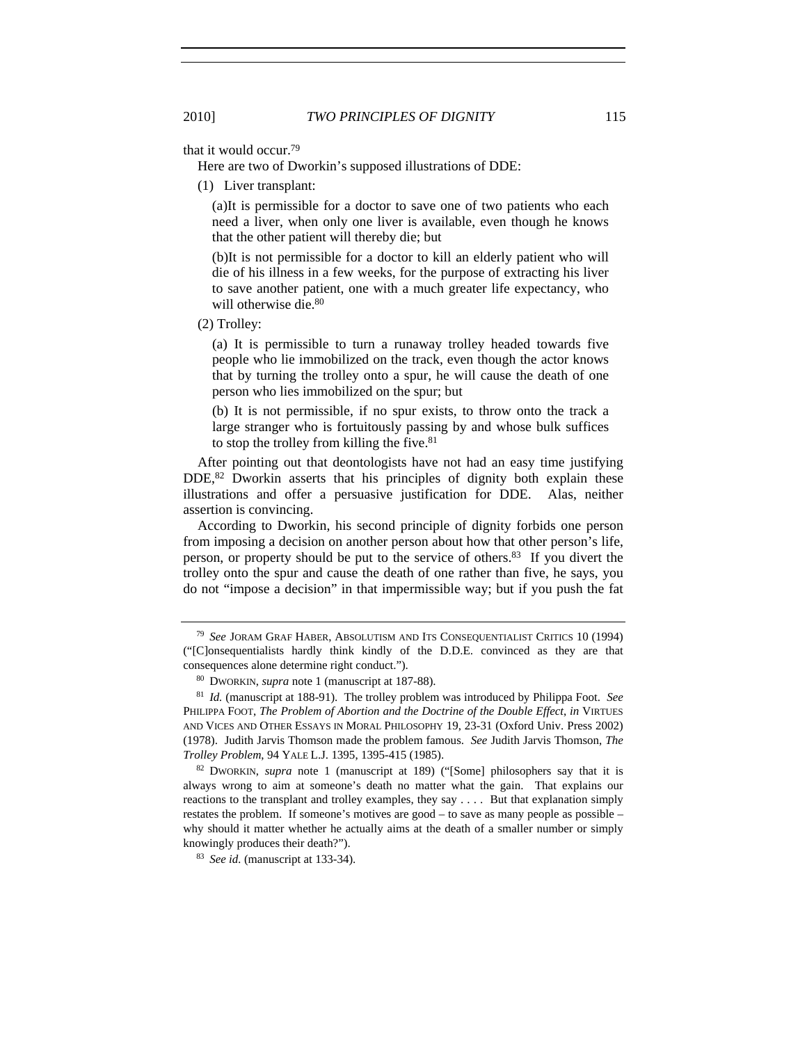that it would occur.[79]

Here are two of Dworkin's supposed illustrations of DDE:

(1) Liver transplant:

> (a)It is permissible for a doctor to save one of two patients who each need a liver, when only one liver is available, even though he knows that the other patient will thereby die; but
>
> (b)It is not permissible for a doctor to kill an elderly patient who will die of his illness in a few weeks, for the purpose of extracting his liver to save another patient, one with a much greater life expectancy, who will otherwise die.[80]

(2) Trolley:

> (a) It is permissible to turn a runaway trolley headed towards five people who lie immobilized on the track, even though the actor knows that by turning the trolley onto a spur, he will cause the death of one person who lies immobilized on the spur; but
>
> (b) It is not permissible, if no spur exists, to throw onto the track a large stranger who is fortuitously passing by and whose bulk suffices to stop the trolley from killing the five.[81]

After pointing out that deontologists have not had an easy time justifying DDE,[82] Dworkin asserts that his principles of dignity both explain these illustrations and offer a persuasive justification for DDE. Alas, neither assertion is convincing.

According to Dworkin, his second principle of dignity forbids one person from imposing a decision on another person about how that other person's life, person, or property should be put to the service of others.[83] If you divert the trolley onto the spur and cause the death of one rather than five, he says, you do not "impose a decision" in that impermissible way; but if you push the fat

---

[79] *See* JORAM GRAF HABER, ABSOLUTISM AND ITS CONSEQUENTIALIST CRITICS 10 (1994) ("[C]onsequentialists hardly think kindly of the D.D.E. convinced as they are that consequences alone determine right conduct.").

[80] DWORKIN, *supra* note 1 (manuscript at 187-88).

[81] *Id.* (manuscript at 188-91). The trolley problem was introduced by Philippa Foot. *See* PHILIPPA FOOT, *The Problem of Abortion and the Doctrine of the Double Effect*, *in* VIRTUES AND VICES AND OTHER ESSAYS IN MORAL PHILOSOPHY 19, 23-31 (Oxford Univ. Press 2002) (1978). Judith Jarvis Thomson made the problem famous. *See* Judith Jarvis Thomson, *The Trolley Problem*, 94 YALE L.J. 1395, 1395-415 (1985).

[82] DWORKIN, *supra* note 1 (manuscript at 189) ("[Some] philosophers say that it is always wrong to aim at someone's death no matter what the gain. That explains our reactions to the transplant and trolley examples, they say . . . . But that explanation simply restates the problem. If someone's motives are good – to save as many people as possible – why should it matter whether he actually aims at the death of a smaller number or simply knowingly produces their death?").

[83] *See id.* (manuscript at 133-34).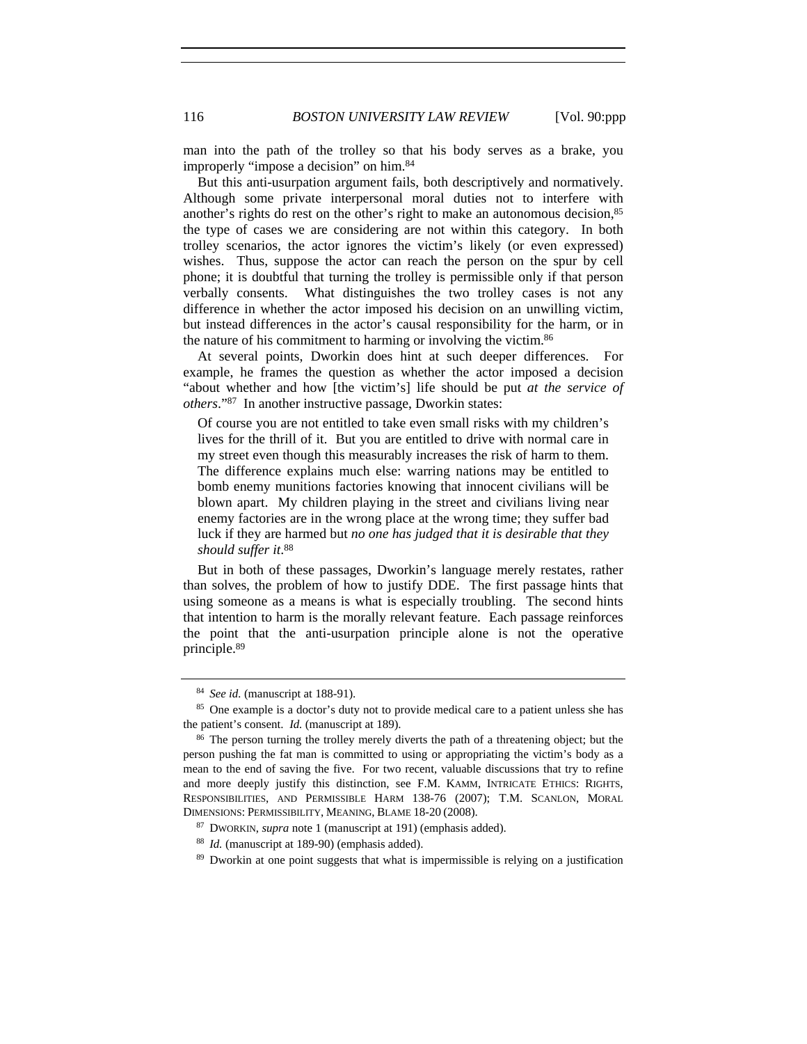man into the path of the trolley so that his body serves as a brake, you improperly "impose a decision" on him.[84]

But this anti-usurpation argument fails, both descriptively and normatively. Although some private interpersonal moral duties not to interfere with another's rights do rest on the other's right to make an autonomous decision,[85] the type of cases we are considering are not within this category. In both trolley scenarios, the actor ignores the victim's likely (or even expressed) wishes. Thus, suppose the actor can reach the person on the spur by cell phone; it is doubtful that turning the trolley is permissible only if that person verbally consents. What distinguishes the two trolley cases is not any difference in whether the actor imposed his decision on an unwilling victim, but instead differences in the actor's causal responsibility for the harm, or in the nature of his commitment to harming or involving the victim.[86]

At several points, Dworkin does hint at such deeper differences. For example, he frames the question as whether the actor imposed a decision "about whether and how [the victim's] life should be put *at the service of others*."[87] In another instructive passage, Dworkin states:

> Of course you are not entitled to take even small risks with my children's lives for the thrill of it. But you are entitled to drive with normal care in my street even though this measurably increases the risk of harm to them. The difference explains much else: warring nations may be entitled to bomb enemy munitions factories knowing that innocent civilians will be blown apart. My children playing in the street and civilians living near enemy factories are in the wrong place at the wrong time; they suffer bad luck if they are harmed but *no one has judged that it is desirable that they should suffer it*.[88]

But in both of these passages, Dworkin's language merely restates, rather than solves, the problem of how to justify DDE. The first passage hints that using someone as a means is what is especially troubling. The second hints that intention to harm is the morally relevant feature. Each passage reinforces the point that the anti-usurpation principle alone is not the operative principle.[89]

---

[84] *See id.* (manuscript at 188-91).

[85] One example is a doctor's duty not to provide medical care to a patient unless she has the patient's consent. *Id.* (manuscript at 189).

[86] The person turning the trolley merely diverts the path of a threatening object; but the person pushing the fat man is committed to using or appropriating the victim's body as a mean to the end of saving the five. For two recent, valuable discussions that try to refine and more deeply justify this distinction, see F.M. KAMM, INTRICATE ETHICS: RIGHTS, RESPONSIBILITIES, AND PERMISSIBLE HARM 138-76 (2007); T.M. SCANLON, MORAL DIMENSIONS: PERMISSIBILITY, MEANING, BLAME 18-20 (2008).

[87] DWORKIN, *supra* note 1 (manuscript at 191) (emphasis added).

[88] *Id.* (manuscript at 189-90) (emphasis added).

[89] Dworkin at one point suggests that what is impermissible is relying on a justification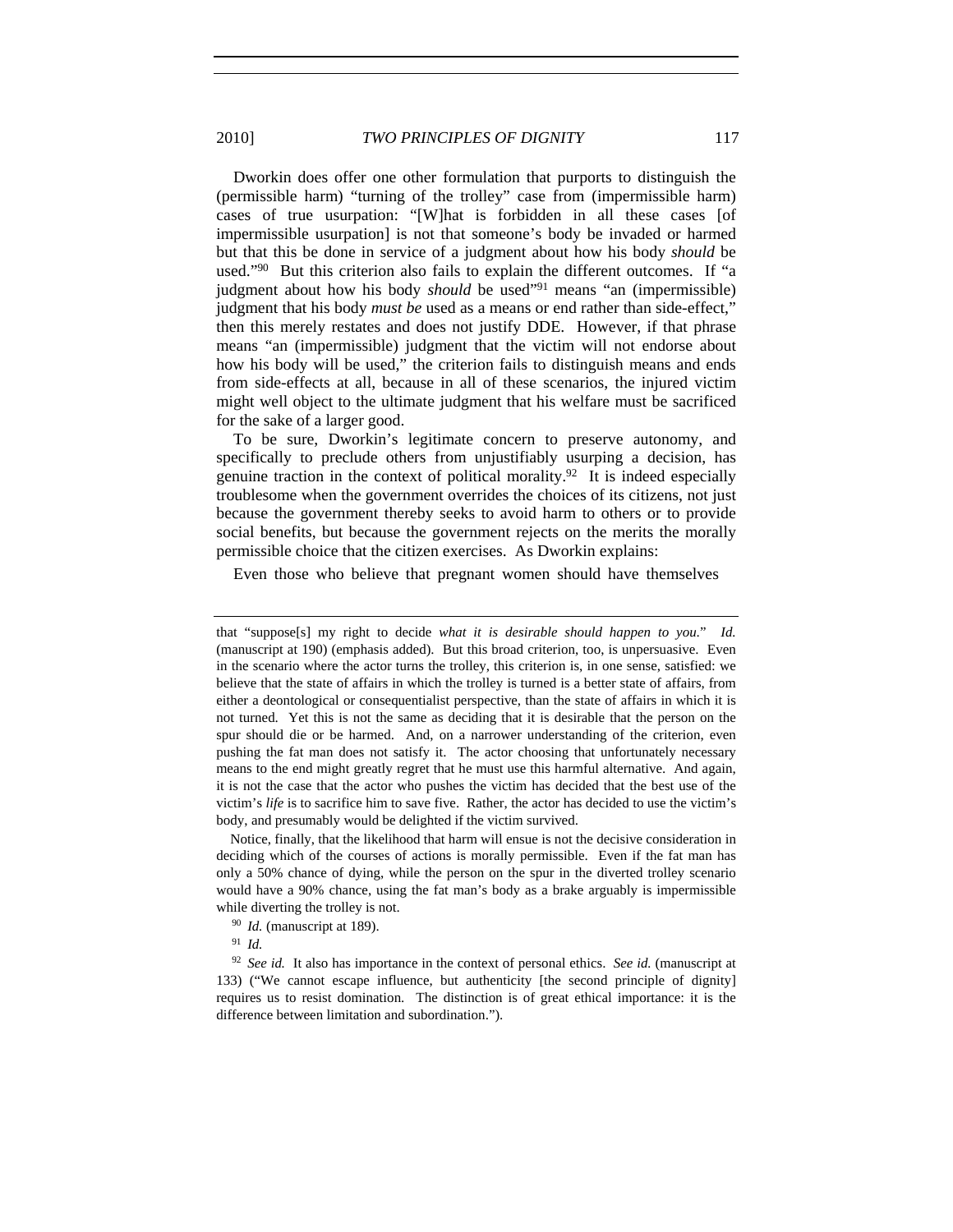Dworkin does offer one other formulation that purports to distinguish the (permissible harm) "turning of the trolley" case from (impermissible harm) cases of true usurpation: "[W]hat is forbidden in all these cases [of impermissible usurpation] is not that someone's body be invaded or harmed but that this be done in service of a judgment about how his body *should* be used."[90] But this criterion also fails to explain the different outcomes. If "a judgment about how his body *should* be used"[91] means "an (impermissible) judgment that his body *must be* used as a means or end rather than side-effect," then this merely restates and does not justify DDE. However, if that phrase means "an (impermissible) judgment that the victim will not endorse about how his body will be used," the criterion fails to distinguish means and ends from side-effects at all, because in all of these scenarios, the injured victim might well object to the ultimate judgment that his welfare must be sacrificed for the sake of a larger good.

To be sure, Dworkin's legitimate concern to preserve autonomy, and specifically to preclude others from unjustifiably usurping a decision, has genuine traction in the context of political morality.[92] It is indeed especially troublesome when the government overrides the choices of its citizens, not just because the government thereby seeks to avoid harm to others or to provide social benefits, but because the government rejects on the merits the morally permissible choice that the citizen exercises. As Dworkin explains:

Even those who believe that pregnant women should have themselves

---

that "suppose[s] my right to decide *what it is desirable should happen to you*." *Id.* (manuscript at 190) (emphasis added). But this broad criterion, too, is unpersuasive. Even in the scenario where the actor turns the trolley, this criterion is, in one sense, satisfied: we believe that the state of affairs in which the trolley is turned is a better state of affairs, from either a deontological or consequentialist perspective, than the state of affairs in which it is not turned. Yet this is not the same as deciding that it is desirable that the person on the spur should die or be harmed. And, on a narrower understanding of the criterion, even pushing the fat man does not satisfy it. The actor choosing that unfortunately necessary means to the end might greatly regret that he must use this harmful alternative. And again, it is not the case that the actor who pushes the victim has decided that the best use of the victim's *life* is to sacrifice him to save five. Rather, the actor has decided to use the victim's body, and presumably would be delighted if the victim survived.

Notice, finally, that the likelihood that harm will ensue is not the decisive consideration in deciding which of the courses of actions is morally permissible. Even if the fat man has only a 50% chance of dying, while the person on the spur in the diverted trolley scenario would have a 90% chance, using the fat man's body as a brake arguably is impermissible while diverting the trolley is not.

[90] *Id.* (manuscript at 189).

[91] *Id.*

[92] *See id.* It also has importance in the context of personal ethics. *See id.* (manuscript at 133) ("We cannot escape influence, but authenticity [the second principle of dignity] requires us to resist domination. The distinction is of great ethical importance: it is the difference between limitation and subordination.").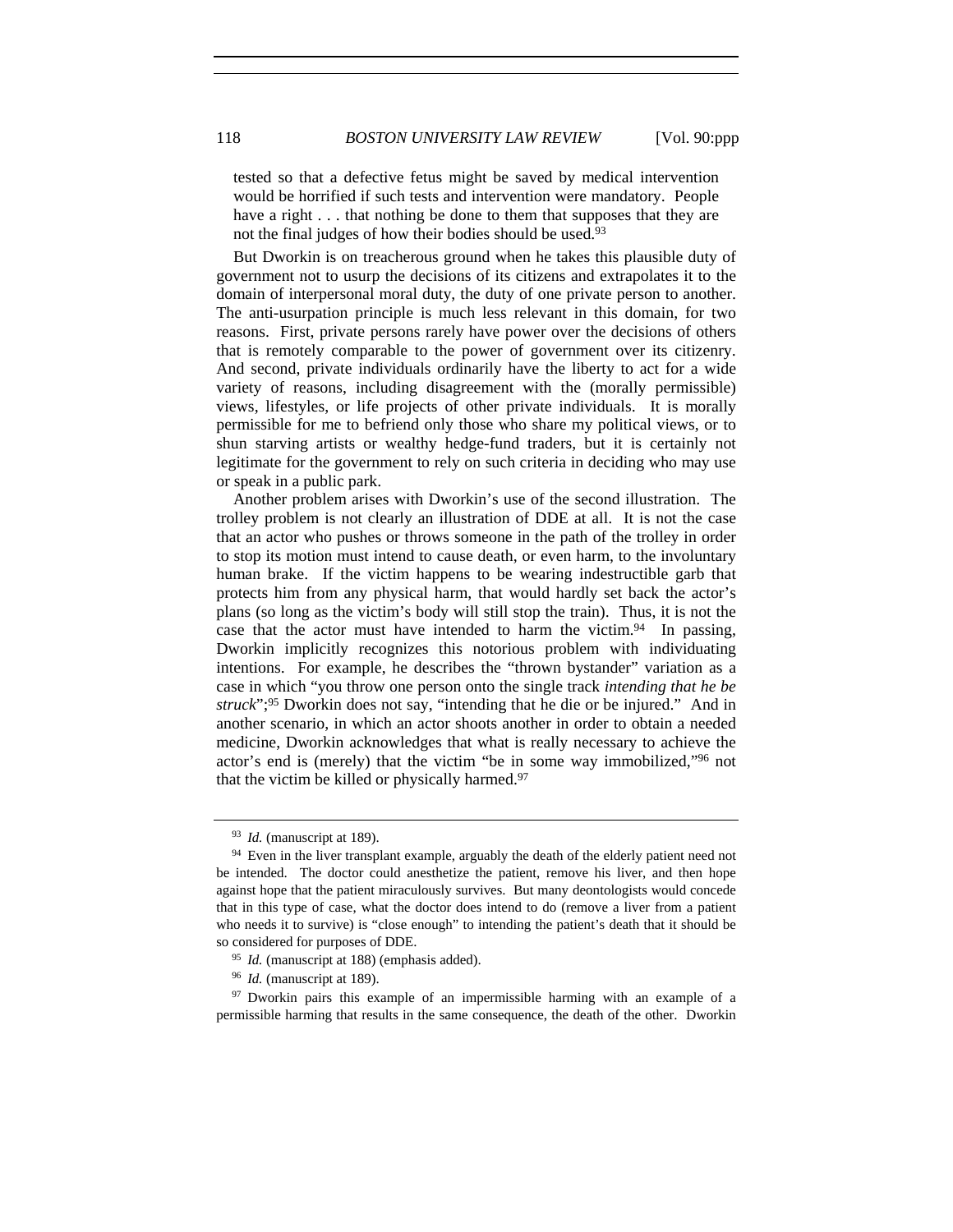> tested so that a defective fetus might be saved by medical intervention would be horrified if such tests and intervention were mandatory. People have a right . . . that nothing be done to them that supposes that they are not the final judges of how their bodies should be used.[93]

But Dworkin is on treacherous ground when he takes this plausible duty of government not to usurp the decisions of its citizens and extrapolates it to the domain of interpersonal moral duty, the duty of one private person to another. The anti-usurpation principle is much less relevant in this domain, for two reasons. First, private persons rarely have power over the decisions of others that is remotely comparable to the power of government over its citizenry. And second, private individuals ordinarily have the liberty to act for a wide variety of reasons, including disagreement with the (morally permissible) views, lifestyles, or life projects of other private individuals. It is morally permissible for me to befriend only those who share my political views, or to shun starving artists or wealthy hedge-fund traders, but it is certainly not legitimate for the government to rely on such criteria in deciding who may use or speak in a public park.

Another problem arises with Dworkin's use of the second illustration. The trolley problem is not clearly an illustration of DDE at all. It is not the case that an actor who pushes or throws someone in the path of the trolley in order to stop its motion must intend to cause death, or even harm, to the involuntary human brake. If the victim happens to be wearing indestructible garb that protects him from any physical harm, that would hardly set back the actor's plans (so long as the victim's body will still stop the train). Thus, it is not the case that the actor must have intended to harm the victim.[94] In passing, Dworkin implicitly recognizes this notorious problem with individuating intentions. For example, he describes the "thrown bystander" variation as a case in which "you throw one person onto the single track *intending that he be struck*";[95] Dworkin does not say, "intending that he die or be injured." And in another scenario, in which an actor shoots another in order to obtain a needed medicine, Dworkin acknowledges that what is really necessary to achieve the actor's end is (merely) that the victim "be in some way immobilized,"[96] not that the victim be killed or physically harmed.[97]

---

[93] *Id.* (manuscript at 189).

[94] Even in the liver transplant example, arguably the death of the elderly patient need not be intended. The doctor could anesthetize the patient, remove his liver, and then hope against hope that the patient miraculously survives. But many deontologists would concede that in this type of case, what the doctor does intend to do (remove a liver from a patient who needs it to survive) is "close enough" to intending the patient's death that it should be so considered for purposes of DDE.

[95] *Id.* (manuscript at 188) (emphasis added).

[96] *Id.* (manuscript at 189).

[97] Dworkin pairs this example of an impermissible harming with an example of a permissible harming that results in the same consequence, the death of the other. Dworkin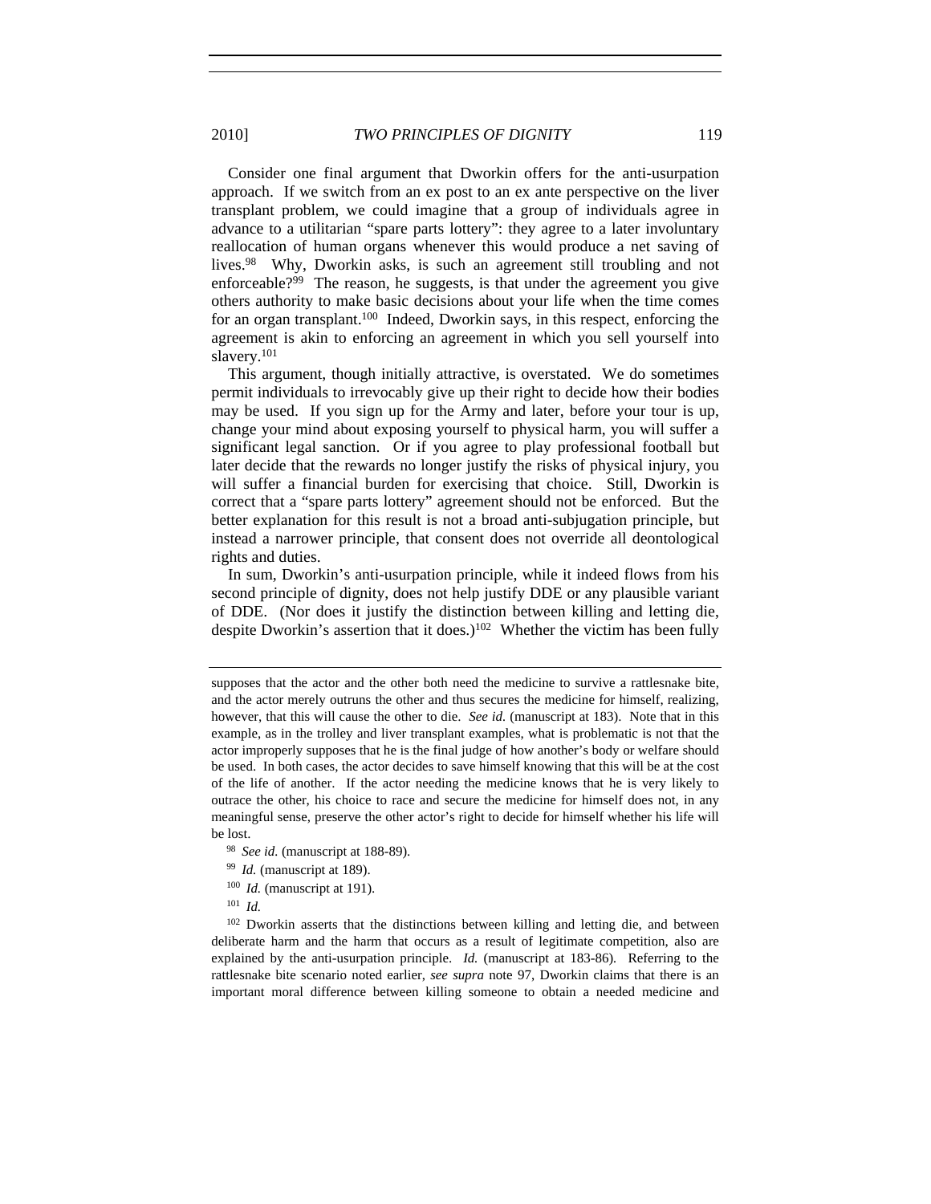Consider one final argument that Dworkin offers for the anti-usurpation approach. If we switch from an ex post to an ex ante perspective on the liver transplant problem, we could imagine that a group of individuals agree in advance to a utilitarian "spare parts lottery": they agree to a later involuntary reallocation of human organs whenever this would produce a net saving of lives.[98] Why, Dworkin asks, is such an agreement still troubling and not enforceable?[99] The reason, he suggests, is that under the agreement you give others authority to make basic decisions about your life when the time comes for an organ transplant.[100] Indeed, Dworkin says, in this respect, enforcing the agreement is akin to enforcing an agreement in which you sell yourself into slavery.[101]

This argument, though initially attractive, is overstated. We do sometimes permit individuals to irrevocably give up their right to decide how their bodies may be used. If you sign up for the Army and later, before your tour is up, change your mind about exposing yourself to physical harm, you will suffer a significant legal sanction. Or if you agree to play professional football but later decide that the rewards no longer justify the risks of physical injury, you will suffer a financial burden for exercising that choice. Still, Dworkin is correct that a "spare parts lottery" agreement should not be enforced. But the better explanation for this result is not a broad anti-subjugation principle, but instead a narrower principle, that consent does not override all deontological rights and duties.

In sum, Dworkin's anti-usurpation principle, while it indeed flows from his second principle of dignity, does not help justify DDE or any plausible variant of DDE. (Nor does it justify the distinction between killing and letting die, despite Dworkin's assertion that it does.)[102] Whether the victim has been fully

---

supposes that the actor and the other both need the medicine to survive a rattlesnake bite, and the actor merely outruns the other and thus secures the medicine for himself, realizing, however, that this will cause the other to die. *See id.* (manuscript at 183). Note that in this example, as in the trolley and liver transplant examples, what is problematic is not that the actor improperly supposes that he is the final judge of how another's body or welfare should be used. In both cases, the actor decides to save himself knowing that this will be at the cost of the life of another. If the actor needing the medicine knows that he is very likely to outrace the other, his choice to race and secure the medicine for himself does not, in any meaningful sense, preserve the other actor's right to decide for himself whether his life will be lost.

[98] *See id.* (manuscript at 188-89).

[99] *Id.* (manuscript at 189).

[100] *Id.* (manuscript at 191).

[101] *Id.*

[102] Dworkin asserts that the distinctions between killing and letting die, and between deliberate harm and the harm that occurs as a result of legitimate competition, also are explained by the anti-usurpation principle. *Id.* (manuscript at 183-86). Referring to the rattlesnake bite scenario noted earlier, *see supra* note 97, Dworkin claims that there is an important moral difference between killing someone to obtain a needed medicine and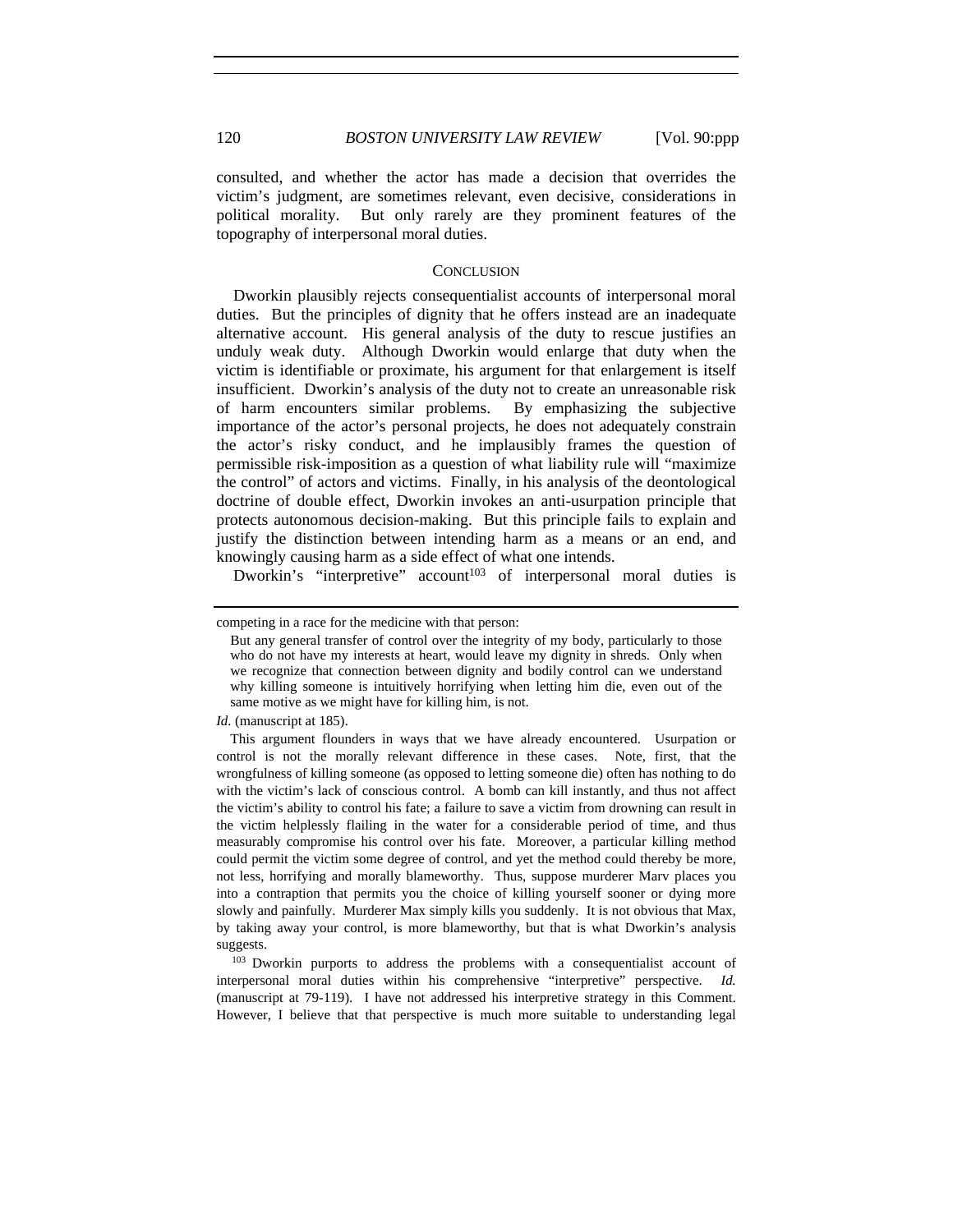consulted, and whether the actor has made a decision that overrides the victim's judgment, are sometimes relevant, even decisive, considerations in political morality. But only rarely are they prominent features of the topography of interpersonal moral duties.

## CONCLUSION

Dworkin plausibly rejects consequentialist accounts of interpersonal moral duties. But the principles of dignity that he offers instead are an inadequate alternative account. His general analysis of the duty to rescue justifies an unduly weak duty. Although Dworkin would enlarge that duty when the victim is identifiable or proximate, his argument for that enlargement is itself insufficient. Dworkin's analysis of the duty not to create an unreasonable risk of harm encounters similar problems. By emphasizing the subjective importance of the actor's personal projects, he does not adequately constrain the actor's risky conduct, and he implausibly frames the question of permissible risk-imposition as a question of what liability rule will "maximize the control" of actors and victims. Finally, in his analysis of the deontological doctrine of double effect, Dworkin invokes an anti-usurpation principle that protects autonomous decision-making. But this principle fails to explain and justify the distinction between intending harm as a means or an end, and knowingly causing harm as a side effect of what one intends.

Dworkin's "interpretive" account[103] of interpersonal moral duties is

---

competing in a race for the medicine with that person:

> But any general transfer of control over the integrity of my body, particularly to those who do not have my interests at heart, would leave my dignity in shreds. Only when we recognize that connection between dignity and bodily control can we understand why killing someone is intuitively horrifying when letting him die, even out of the same motive as we might have for killing him, is not.

*Id.* (manuscript at 185).

This argument flounders in ways that we have already encountered. Usurpation or control is not the morally relevant difference in these cases. Note, first, that the wrongfulness of killing someone (as opposed to letting someone die) often has nothing to do with the victim's lack of conscious control. A bomb can kill instantly, and thus not affect the victim's ability to control his fate; a failure to save a victim from drowning can result in the victim helplessly flailing in the water for a considerable period of time, and thus measurably compromise his control over his fate. Moreover, a particular killing method could permit the victim some degree of control, and yet the method could thereby be more, not less, horrifying and morally blameworthy. Thus, suppose murderer Marv places you into a contraption that permits you the choice of killing yourself sooner or dying more slowly and painfully. Murderer Max simply kills you suddenly. It is not obvious that Max, by taking away your control, is more blameworthy, but that is what Dworkin's analysis suggests.

[103] Dworkin purports to address the problems with a consequentialist account of interpersonal moral duties within his comprehensive "interpretive" perspective. *Id.* (manuscript at 79-119). I have not addressed his interpretive strategy in this Comment. However, I believe that that perspective is much more suitable to understanding legal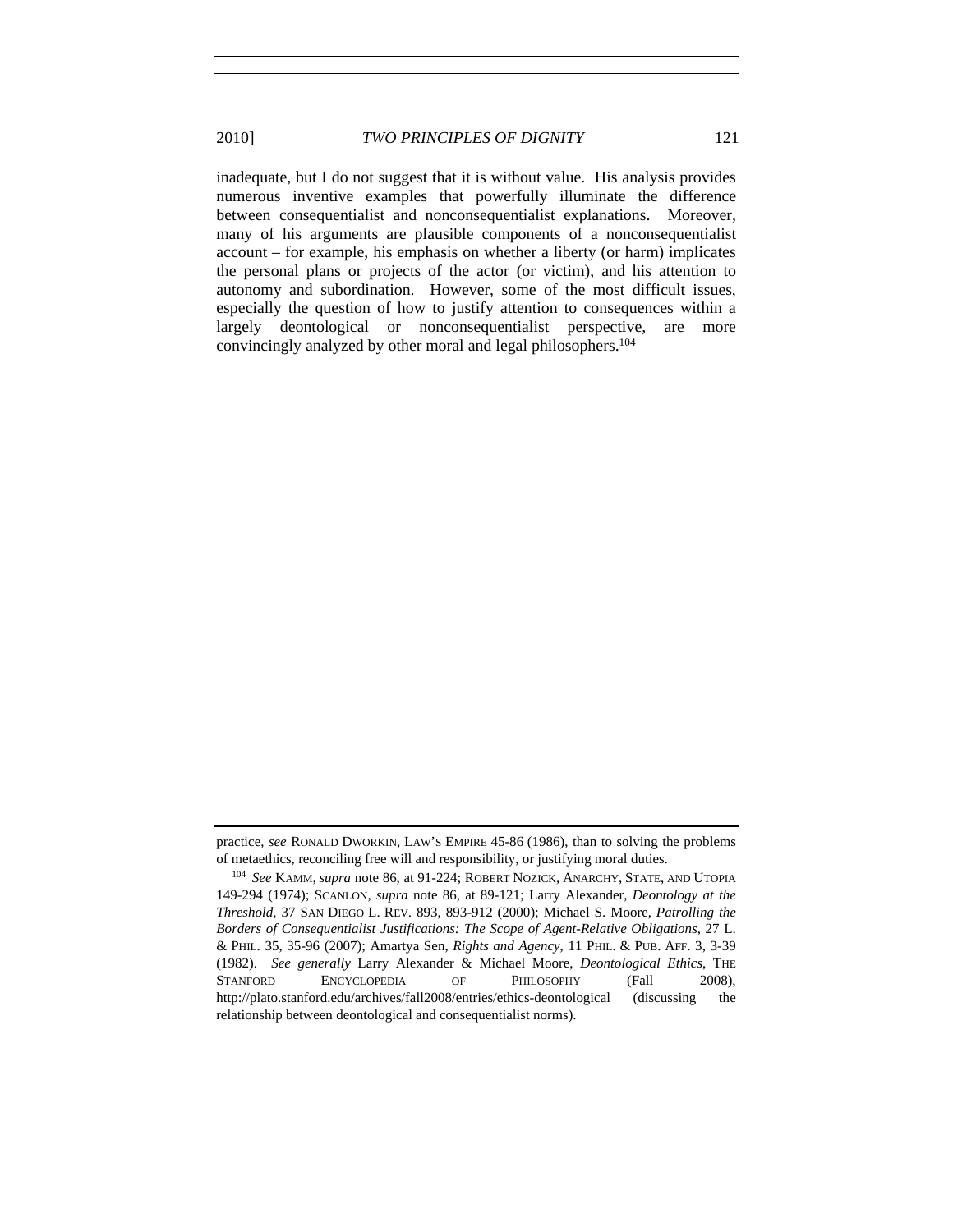inadequate, but I do not suggest that it is without value. His analysis provides numerous inventive examples that powerfully illuminate the difference between consequentialist and nonconsequentialist explanations. Moreover, many of his arguments are plausible components of a nonconsequentialist account – for example, his emphasis on whether a liberty (or harm) implicates the personal plans or projects of the actor (or victim), and his attention to autonomy and subordination. However, some of the most difficult issues, especially the question of how to justify attention to consequences within a largely deontological or nonconsequentialist perspective, are more convincingly analyzed by other moral and legal philosophers.[104]

---

practice, *see* RONALD DWORKIN, LAW'S EMPIRE 45-86 (1986), than to solving the problems of metaethics, reconciling free will and responsibility, or justifying moral duties.

[104] *See* KAMM, *supra* note 86, at 91-224; ROBERT NOZICK, ANARCHY, STATE, AND UTOPIA 149-294 (1974); SCANLON, *supra* note 86, at 89-121; Larry Alexander, *Deontology at the Threshold*, 37 SAN DIEGO L. REV. 893, 893-912 (2000); Michael S. Moore, *Patrolling the Borders of Consequentialist Justifications: The Scope of Agent-Relative Obligations*, 27 L. & PHIL. 35, 35-96 (2007); Amartya Sen, *Rights and Agency*, 11 PHIL. & PUB. AFF. 3, 3-39 (1982). *See generally* Larry Alexander & Michael Moore, *Deontological Ethics*, THE STANFORD ENCYCLOPEDIA OF PHILOSOPHY (Fall 2008), http://plato.stanford.edu/archives/fall2008/entries/ethics-deontological (discussing the relationship between deontological and consequentialist norms).